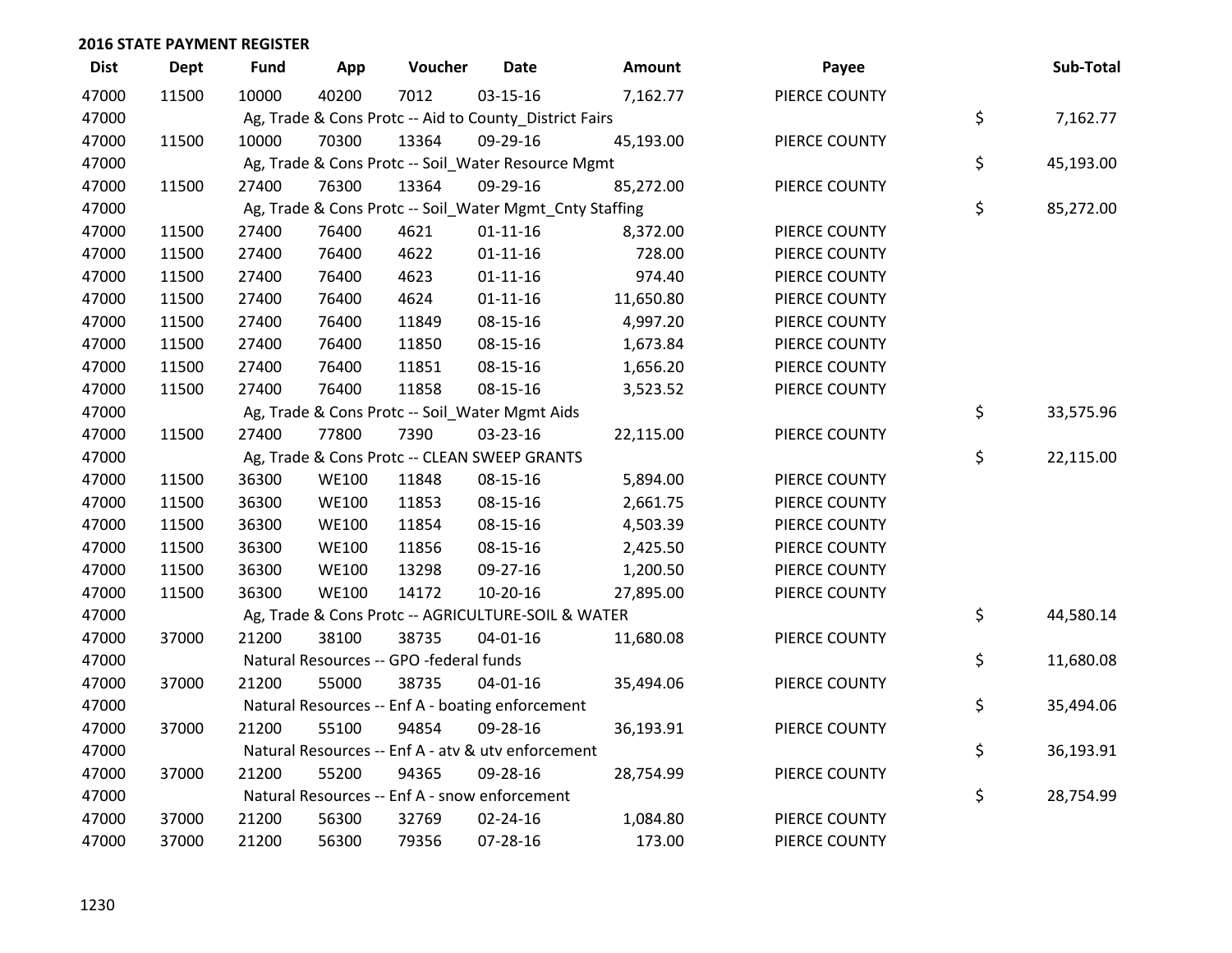## 2016 STATE PAYMENT REGISTER

| Dist | Dept | Fund | App | Voucher | Date | Amount | Payee | Sub-Total |
|---|---|---|---|---|---|---|---|---|
| 47000 | 11500 | 10000 | 40200 | 7012 | 03-15-16 | 7,162.77 | PIERCE COUNTY | |
| 47000 | | Ag, Trade & Cons Protc -- Aid to County_District Fairs | | | | | | $ 7,162.77 |
| 47000 | 11500 | 10000 | 70300 | 13364 | 09-29-16 | 45,193.00 | PIERCE COUNTY | |
| 47000 | | Ag, Trade & Cons Protc -- Soil_Water Resource Mgmt | | | | | | $ 45,193.00 |
| 47000 | 11500 | 27400 | 76300 | 13364 | 09-29-16 | 85,272.00 | PIERCE COUNTY | |
| 47000 | | Ag, Trade & Cons Protc -- Soil_Water Mgmt_Cnty Staffing | | | | | | $ 85,272.00 |
| 47000 | 11500 | 27400 | 76400 | 4621 | 01-11-16 | 8,372.00 | PIERCE COUNTY | |
| 47000 | 11500 | 27400 | 76400 | 4622 | 01-11-16 | 728.00 | PIERCE COUNTY | |
| 47000 | 11500 | 27400 | 76400 | 4623 | 01-11-16 | 974.40 | PIERCE COUNTY | |
| 47000 | 11500 | 27400 | 76400 | 4624 | 01-11-16 | 11,650.80 | PIERCE COUNTY | |
| 47000 | 11500 | 27400 | 76400 | 11849 | 08-15-16 | 4,997.20 | PIERCE COUNTY | |
| 47000 | 11500 | 27400 | 76400 | 11850 | 08-15-16 | 1,673.84 | PIERCE COUNTY | |
| 47000 | 11500 | 27400 | 76400 | 11851 | 08-15-16 | 1,656.20 | PIERCE COUNTY | |
| 47000 | 11500 | 27400 | 76400 | 11858 | 08-15-16 | 3,523.52 | PIERCE COUNTY | |
| 47000 | | Ag, Trade & Cons Protc -- Soil_Water Mgmt Aids | | | | | | $ 33,575.96 |
| 47000 | 11500 | 27400 | 77800 | 7390 | 03-23-16 | 22,115.00 | PIERCE COUNTY | |
| 47000 | | Ag, Trade & Cons Protc -- CLEAN SWEEP GRANTS | | | | | | $ 22,115.00 |
| 47000 | 11500 | 36300 | WE100 | 11848 | 08-15-16 | 5,894.00 | PIERCE COUNTY | |
| 47000 | 11500 | 36300 | WE100 | 11853 | 08-15-16 | 2,661.75 | PIERCE COUNTY | |
| 47000 | 11500 | 36300 | WE100 | 11854 | 08-15-16 | 4,503.39 | PIERCE COUNTY | |
| 47000 | 11500 | 36300 | WE100 | 11856 | 08-15-16 | 2,425.50 | PIERCE COUNTY | |
| 47000 | 11500 | 36300 | WE100 | 13298 | 09-27-16 | 1,200.50 | PIERCE COUNTY | |
| 47000 | 11500 | 36300 | WE100 | 14172 | 10-20-16 | 27,895.00 | PIERCE COUNTY | |
| 47000 | | Ag, Trade & Cons Protc -- AGRICULTURE-SOIL & WATER | | | | | | $ 44,580.14 |
| 47000 | 37000 | 21200 | 38100 | 38735 | 04-01-16 | 11,680.08 | PIERCE COUNTY | |
| 47000 | | Natural Resources -- GPO -federal funds | | | | | | $ 11,680.08 |
| 47000 | 37000 | 21200 | 55000 | 38735 | 04-01-16 | 35,494.06 | PIERCE COUNTY | |
| 47000 | | Natural Resources -- Enf A - boating enforcement | | | | | | $ 35,494.06 |
| 47000 | 37000 | 21200 | 55100 | 94854 | 09-28-16 | 36,193.91 | PIERCE COUNTY | |
| 47000 | | Natural Resources -- Enf A - atv & utv enforcement | | | | | | $ 36,193.91 |
| 47000 | 37000 | 21200 | 55200 | 94365 | 09-28-16 | 28,754.99 | PIERCE COUNTY | |
| 47000 | | Natural Resources -- Enf A - snow enforcement | | | | | | $ 28,754.99 |
| 47000 | 37000 | 21200 | 56300 | 32769 | 02-24-16 | 1,084.80 | PIERCE COUNTY | |
| 47000 | 37000 | 21200 | 56300 | 79356 | 07-28-16 | 173.00 | PIERCE COUNTY | |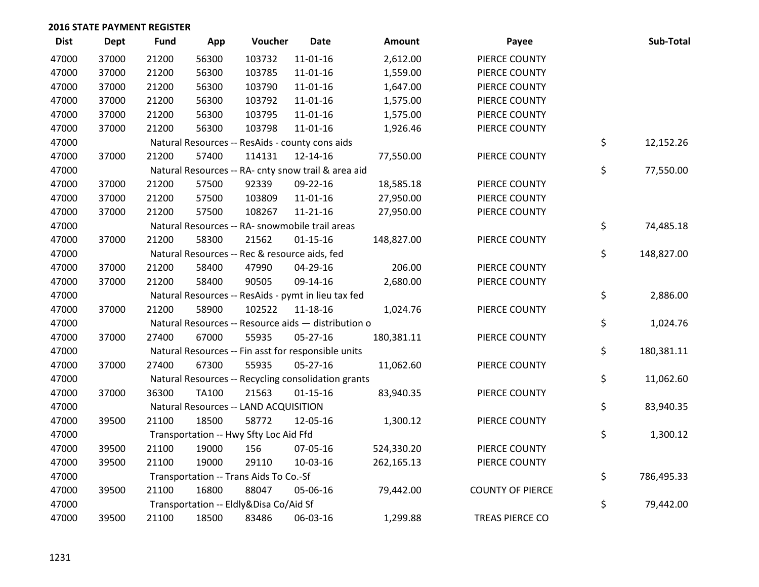## 2016 STATE PAYMENT REGISTER

| Dist | Dept | Fund | App | Voucher | Date | Amount | Payee | | Sub-Total |
|---|---|---|---|---|---|---|---|---|---|
| 47000 | 37000 | 21200 | 56300 | 103732 | 11-01-16 | 2,612.00 | PIERCE COUNTY | | |
| 47000 | 37000 | 21200 | 56300 | 103785 | 11-01-16 | 1,559.00 | PIERCE COUNTY | | |
| 47000 | 37000 | 21200 | 56300 | 103790 | 11-01-16 | 1,647.00 | PIERCE COUNTY | | |
| 47000 | 37000 | 21200 | 56300 | 103792 | 11-01-16 | 1,575.00 | PIERCE COUNTY | | |
| 47000 | 37000 | 21200 | 56300 | 103795 | 11-01-16 | 1,575.00 | PIERCE COUNTY | | |
| 47000 | 37000 | 21200 | 56300 | 103798 | 11-01-16 | 1,926.46 | PIERCE COUNTY | | |
| 47000 | | Natural Resources -- ResAids - county cons aids | | | | | | $ | 12,152.26 |
| 47000 | 37000 | 21200 | 57400 | 114131 | 12-14-16 | 77,550.00 | PIERCE COUNTY | | |
| 47000 | | Natural Resources -- RA- cnty snow trail & area aid | | | | | | $ | 77,550.00 |
| 47000 | 37000 | 21200 | 57500 | 92339 | 09-22-16 | 18,585.18 | PIERCE COUNTY | | |
| 47000 | 37000 | 21200 | 57500 | 103809 | 11-01-16 | 27,950.00 | PIERCE COUNTY | | |
| 47000 | 37000 | 21200 | 57500 | 108267 | 11-21-16 | 27,950.00 | PIERCE COUNTY | | |
| 47000 | | Natural Resources -- RA- snowmobile trail areas | | | | | | $ | 74,485.18 |
| 47000 | 37000 | 21200 | 58300 | 21562 | 01-15-16 | 148,827.00 | PIERCE COUNTY | | |
| 47000 | | Natural Resources -- Rec & resource aids, fed | | | | | | $ | 148,827.00 |
| 47000 | 37000 | 21200 | 58400 | 47990 | 04-29-16 | 206.00 | PIERCE COUNTY | | |
| 47000 | 37000 | 21200 | 58400 | 90505 | 09-14-16 | 2,680.00 | PIERCE COUNTY | | |
| 47000 | | Natural Resources -- ResAids - pymt in lieu tax fed | | | | | | $ | 2,886.00 |
| 47000 | 37000 | 21200 | 58900 | 102522 | 11-18-16 | 1,024.76 | PIERCE COUNTY | | |
| 47000 | | Natural Resources -- Resource aids — distribution o | | | | | | $ | 1,024.76 |
| 47000 | 37000 | 27400 | 67000 | 55935 | 05-27-16 | 180,381.11 | PIERCE COUNTY | | |
| 47000 | | Natural Resources -- Fin asst for responsible units | | | | | | $ | 180,381.11 |
| 47000 | 37000 | 27400 | 67300 | 55935 | 05-27-16 | 11,062.60 | PIERCE COUNTY | | |
| 47000 | | Natural Resources -- Recycling consolidation grants | | | | | | $ | 11,062.60 |
| 47000 | 37000 | 36300 | TA100 | 21563 | 01-15-16 | 83,940.35 | PIERCE COUNTY | | |
| 47000 | | Natural Resources -- LAND ACQUISITION | | | | | | $ | 83,940.35 |
| 47000 | 39500 | 21100 | 18500 | 58772 | 12-05-16 | 1,300.12 | PIERCE COUNTY | | |
| 47000 | | Transportation -- Hwy Sfty Loc Aid Ffd | | | | | | $ | 1,300.12 |
| 47000 | 39500 | 21100 | 19000 | 156 | 07-05-16 | 524,330.20 | PIERCE COUNTY | | |
| 47000 | 39500 | 21100 | 19000 | 29110 | 10-03-16 | 262,165.13 | PIERCE COUNTY | | |
| 47000 | | Transportation -- Trans Aids To Co.-Sf | | | | | | $ | 786,495.33 |
| 47000 | 39500 | 21100 | 16800 | 88047 | 05-06-16 | 79,442.00 | COUNTY OF PIERCE | | |
| 47000 | | Transportation -- Eldly&Disa Co/Aid Sf | | | | | | $ | 79,442.00 |
| 47000 | 39500 | 21100 | 18500 | 83486 | 06-03-16 | 1,299.88 | TREAS PIERCE CO | | |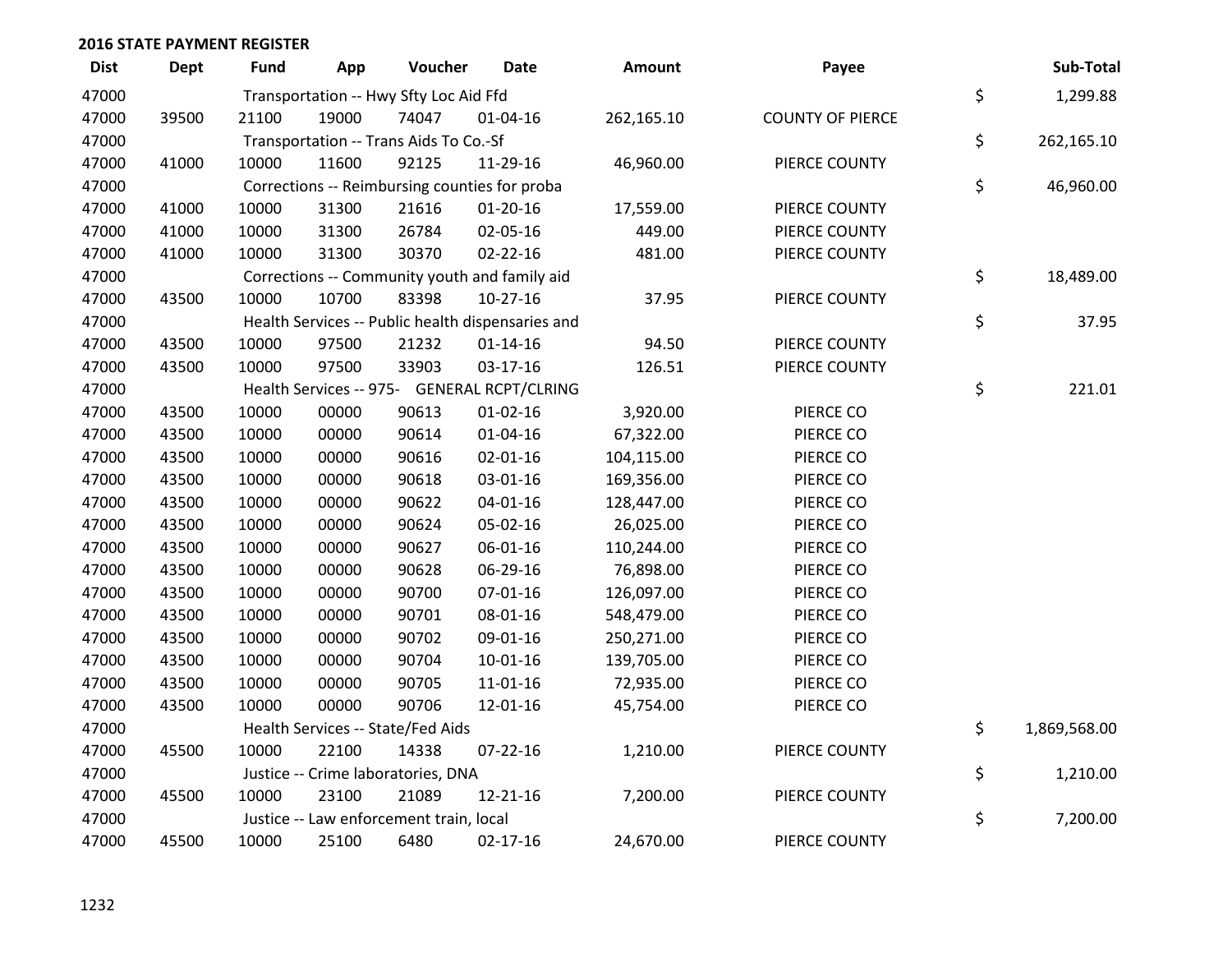## 2016 STATE PAYMENT REGISTER

| Dist | Dept | Fund | App | Voucher | Date | Amount | Payee | | Sub-Total |
|---|---|---|---|---|---|---|---|---|---|
| 47000 | | Transportation -- Hwy Sfty Loc Aid Ffd | | | | | | $ | 1,299.88 |
| 47000 | 39500 | 21100 | 19000 | 74047 | 01-04-16 | 262,165.10 | COUNTY OF PIERCE | | |
| 47000 | | Transportation -- Trans Aids To Co.-Sf | | | | | | $ | 262,165.10 |
| 47000 | 41000 | 10000 | 11600 | 92125 | 11-29-16 | 46,960.00 | PIERCE COUNTY | | |
| 47000 | | Corrections -- Reimbursing counties for proba | | | | | | $ | 46,960.00 |
| 47000 | 41000 | 10000 | 31300 | 21616 | 01-20-16 | 17,559.00 | PIERCE COUNTY | | |
| 47000 | 41000 | 10000 | 31300 | 26784 | 02-05-16 | 449.00 | PIERCE COUNTY | | |
| 47000 | 41000 | 10000 | 31300 | 30370 | 02-22-16 | 481.00 | PIERCE COUNTY | | |
| 47000 | | Corrections -- Community youth and family aid | | | | | | $ | 18,489.00 |
| 47000 | 43500 | 10000 | 10700 | 83398 | 10-27-16 | 37.95 | PIERCE COUNTY | | |
| 47000 | | Health Services -- Public health dispensaries and | | | | | | $ | 37.95 |
| 47000 | 43500 | 10000 | 97500 | 21232 | 01-14-16 | 94.50 | PIERCE COUNTY | | |
| 47000 | 43500 | 10000 | 97500 | 33903 | 03-17-16 | 126.51 | PIERCE COUNTY | | |
| 47000 | | Health Services -- 975- GENERAL RCPT/CLRING | | | | | | $ | 221.01 |
| 47000 | 43500 | 10000 | 00000 | 90613 | 01-02-16 | 3,920.00 | PIERCE CO | | |
| 47000 | 43500 | 10000 | 00000 | 90614 | 01-04-16 | 67,322.00 | PIERCE CO | | |
| 47000 | 43500 | 10000 | 00000 | 90616 | 02-01-16 | 104,115.00 | PIERCE CO | | |
| 47000 | 43500 | 10000 | 00000 | 90618 | 03-01-16 | 169,356.00 | PIERCE CO | | |
| 47000 | 43500 | 10000 | 00000 | 90622 | 04-01-16 | 128,447.00 | PIERCE CO | | |
| 47000 | 43500 | 10000 | 00000 | 90624 | 05-02-16 | 26,025.00 | PIERCE CO | | |
| 47000 | 43500 | 10000 | 00000 | 90627 | 06-01-16 | 110,244.00 | PIERCE CO | | |
| 47000 | 43500 | 10000 | 00000 | 90628 | 06-29-16 | 76,898.00 | PIERCE CO | | |
| 47000 | 43500 | 10000 | 00000 | 90700 | 07-01-16 | 126,097.00 | PIERCE CO | | |
| 47000 | 43500 | 10000 | 00000 | 90701 | 08-01-16 | 548,479.00 | PIERCE CO | | |
| 47000 | 43500 | 10000 | 00000 | 90702 | 09-01-16 | 250,271.00 | PIERCE CO | | |
| 47000 | 43500 | 10000 | 00000 | 90704 | 10-01-16 | 139,705.00 | PIERCE CO | | |
| 47000 | 43500 | 10000 | 00000 | 90705 | 11-01-16 | 72,935.00 | PIERCE CO | | |
| 47000 | 43500 | 10000 | 00000 | 90706 | 12-01-16 | 45,754.00 | PIERCE CO | | |
| 47000 | | Health Services -- State/Fed Aids | | | | | | $ | 1,869,568.00 |
| 47000 | 45500 | 10000 | 22100 | 14338 | 07-22-16 | 1,210.00 | PIERCE COUNTY | | |
| 47000 | | Justice -- Crime laboratories, DNA | | | | | | $ | 1,210.00 |
| 47000 | 45500 | 10000 | 23100 | 21089 | 12-21-16 | 7,200.00 | PIERCE COUNTY | | |
| 47000 | | Justice -- Law enforcement train, local | | | | | | $ | 7,200.00 |
| 47000 | 45500 | 10000 | 25100 | 6480 | 02-17-16 | 24,670.00 | PIERCE COUNTY | | |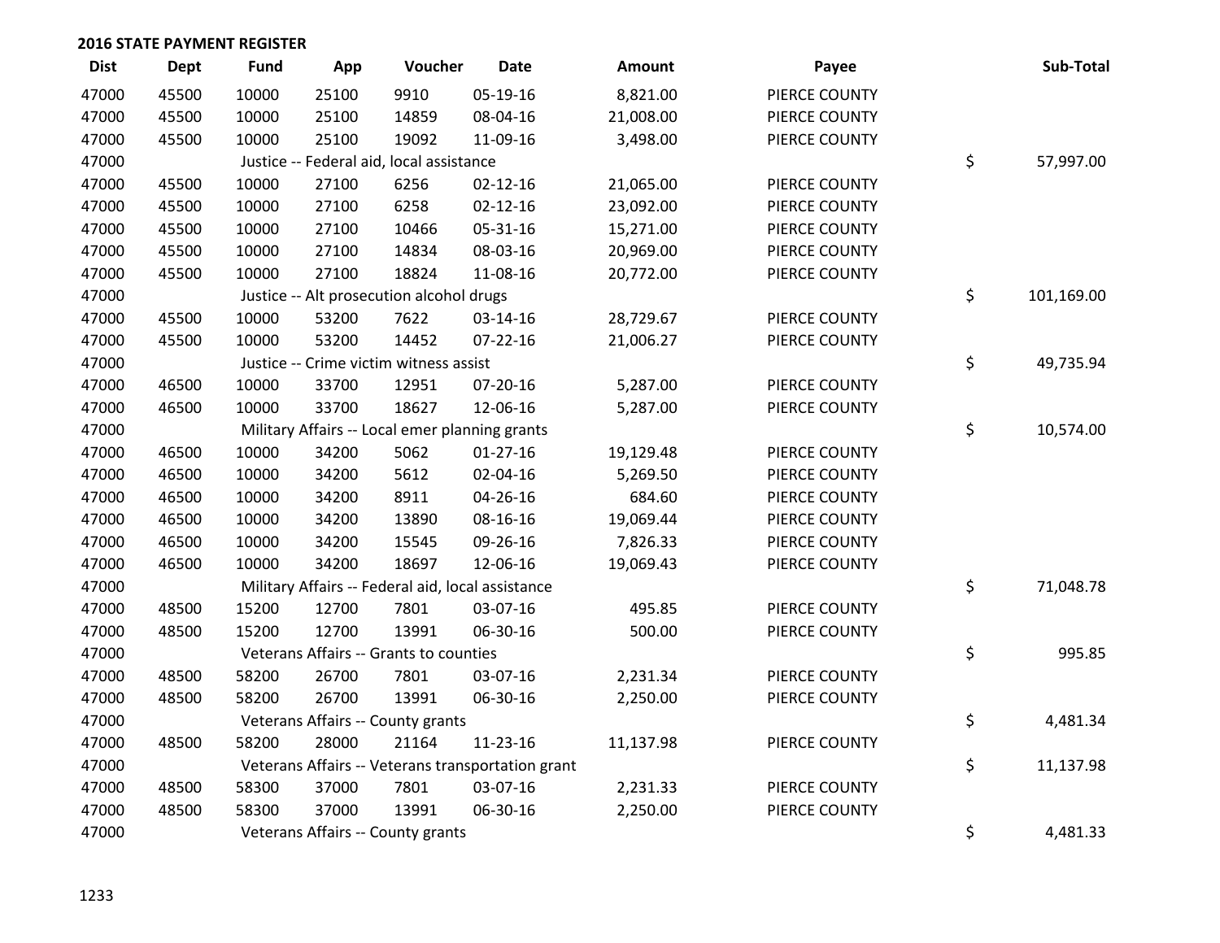**2016 STATE PAYMENT REGISTER**

| Dist | Dept | Fund | App | Voucher | Date | Amount | Payee | | Sub-Total |
|---|---|---|---|---|---|---|---|---|---|
| 47000 | 45500 | 10000 | 25100 | 9910 | 05-19-16 | 8,821.00 | PIERCE COUNTY | | |
| 47000 | 45500 | 10000 | 25100 | 14859 | 08-04-16 | 21,008.00 | PIERCE COUNTY | | |
| 47000 | 45500 | 10000 | 25100 | 19092 | 11-09-16 | 3,498.00 | PIERCE COUNTY | | |
| 47000 | | Justice -- Federal aid, local assistance | | | | | | $ | 57,997.00 |
| 47000 | 45500 | 10000 | 27100 | 6256 | 02-12-16 | 21,065.00 | PIERCE COUNTY | | |
| 47000 | 45500 | 10000 | 27100 | 6258 | 02-12-16 | 23,092.00 | PIERCE COUNTY | | |
| 47000 | 45500 | 10000 | 27100 | 10466 | 05-31-16 | 15,271.00 | PIERCE COUNTY | | |
| 47000 | 45500 | 10000 | 27100 | 14834 | 08-03-16 | 20,969.00 | PIERCE COUNTY | | |
| 47000 | 45500 | 10000 | 27100 | 18824 | 11-08-16 | 20,772.00 | PIERCE COUNTY | | |
| 47000 | | Justice -- Alt prosecution alcohol drugs | | | | | | $ | 101,169.00 |
| 47000 | 45500 | 10000 | 53200 | 7622 | 03-14-16 | 28,729.67 | PIERCE COUNTY | | |
| 47000 | 45500 | 10000 | 53200 | 14452 | 07-22-16 | 21,006.27 | PIERCE COUNTY | | |
| 47000 | | Justice -- Crime victim witness assist | | | | | | $ | 49,735.94 |
| 47000 | 46500 | 10000 | 33700 | 12951 | 07-20-16 | 5,287.00 | PIERCE COUNTY | | |
| 47000 | 46500 | 10000 | 33700 | 18627 | 12-06-16 | 5,287.00 | PIERCE COUNTY | | |
| 47000 | | Military Affairs -- Local emer planning grants | | | | | | $ | 10,574.00 |
| 47000 | 46500 | 10000 | 34200 | 5062 | 01-27-16 | 19,129.48 | PIERCE COUNTY | | |
| 47000 | 46500 | 10000 | 34200 | 5612 | 02-04-16 | 5,269.50 | PIERCE COUNTY | | |
| 47000 | 46500 | 10000 | 34200 | 8911 | 04-26-16 | 684.60 | PIERCE COUNTY | | |
| 47000 | 46500 | 10000 | 34200 | 13890 | 08-16-16 | 19,069.44 | PIERCE COUNTY | | |
| 47000 | 46500 | 10000 | 34200 | 15545 | 09-26-16 | 7,826.33 | PIERCE COUNTY | | |
| 47000 | 46500 | 10000 | 34200 | 18697 | 12-06-16 | 19,069.43 | PIERCE COUNTY | | |
| 47000 | | Military Affairs -- Federal aid, local assistance | | | | | | $ | 71,048.78 |
| 47000 | 48500 | 15200 | 12700 | 7801 | 03-07-16 | 495.85 | PIERCE COUNTY | | |
| 47000 | 48500 | 15200 | 12700 | 13991 | 06-30-16 | 500.00 | PIERCE COUNTY | | |
| 47000 | | Veterans Affairs -- Grants to counties | | | | | | $ | 995.85 |
| 47000 | 48500 | 58200 | 26700 | 7801 | 03-07-16 | 2,231.34 | PIERCE COUNTY | | |
| 47000 | 48500 | 58200 | 26700 | 13991 | 06-30-16 | 2,250.00 | PIERCE COUNTY | | |
| 47000 | | Veterans Affairs -- County grants | | | | | | $ | 4,481.34 |
| 47000 | 48500 | 58200 | 28000 | 21164 | 11-23-16 | 11,137.98 | PIERCE COUNTY | | |
| 47000 | | Veterans Affairs -- Veterans transportation grant | | | | | | $ | 11,137.98 |
| 47000 | 48500 | 58300 | 37000 | 7801 | 03-07-16 | 2,231.33 | PIERCE COUNTY | | |
| 47000 | 48500 | 58300 | 37000 | 13991 | 06-30-16 | 2,250.00 | PIERCE COUNTY | | |
| 47000 | | Veterans Affairs -- County grants | | | | | | $ | 4,481.33 |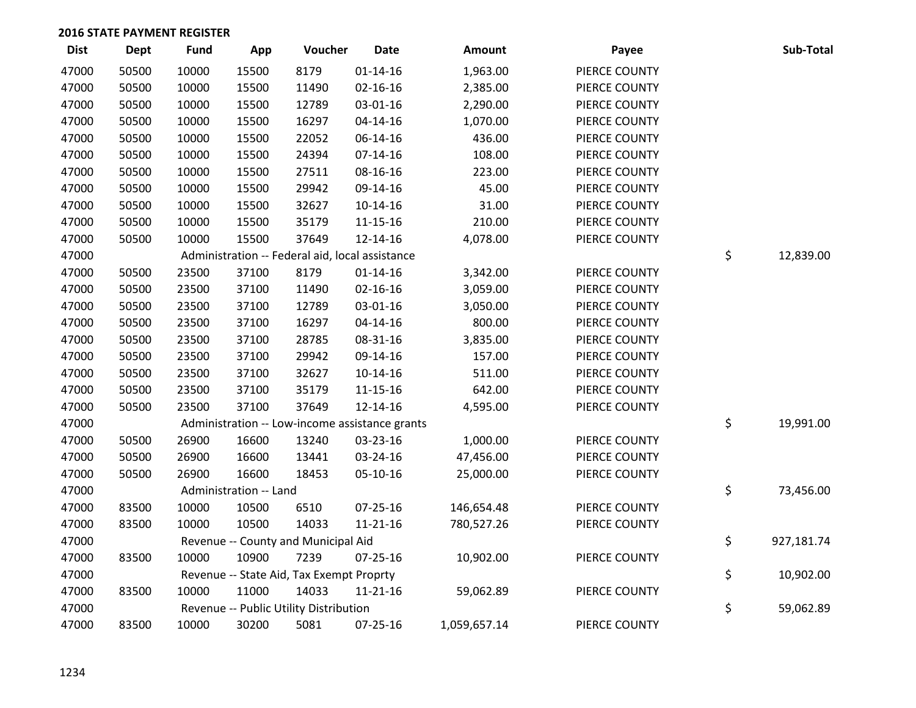## 2016 STATE PAYMENT REGISTER

| Dist | Dept | Fund | App | Voucher | Date | Amount | Payee | Sub-Total |
|---|---|---|---|---|---|---|---|---|
| 47000 | 50500 | 10000 | 15500 | 8179 | 01-14-16 | 1,963.00 | PIERCE COUNTY | |
| 47000 | 50500 | 10000 | 15500 | 11490 | 02-16-16 | 2,385.00 | PIERCE COUNTY | |
| 47000 | 50500 | 10000 | 15500 | 12789 | 03-01-16 | 2,290.00 | PIERCE COUNTY | |
| 47000 | 50500 | 10000 | 15500 | 16297 | 04-14-16 | 1,070.00 | PIERCE COUNTY | |
| 47000 | 50500 | 10000 | 15500 | 22052 | 06-14-16 | 436.00 | PIERCE COUNTY | |
| 47000 | 50500 | 10000 | 15500 | 24394 | 07-14-16 | 108.00 | PIERCE COUNTY | |
| 47000 | 50500 | 10000 | 15500 | 27511 | 08-16-16 | 223.00 | PIERCE COUNTY | |
| 47000 | 50500 | 10000 | 15500 | 29942 | 09-14-16 | 45.00 | PIERCE COUNTY | |
| 47000 | 50500 | 10000 | 15500 | 32627 | 10-14-16 | 31.00 | PIERCE COUNTY | |
| 47000 | 50500 | 10000 | 15500 | 35179 | 11-15-16 | 210.00 | PIERCE COUNTY | |
| 47000 | 50500 | 10000 | 15500 | 37649 | 12-14-16 | 4,078.00 | PIERCE COUNTY | |
| 47000 | | Administration -- Federal aid, local assistance | | | | | | $ 12,839.00 |
| 47000 | 50500 | 23500 | 37100 | 8179 | 01-14-16 | 3,342.00 | PIERCE COUNTY | |
| 47000 | 50500 | 23500 | 37100 | 11490 | 02-16-16 | 3,059.00 | PIERCE COUNTY | |
| 47000 | 50500 | 23500 | 37100 | 12789 | 03-01-16 | 3,050.00 | PIERCE COUNTY | |
| 47000 | 50500 | 23500 | 37100 | 16297 | 04-14-16 | 800.00 | PIERCE COUNTY | |
| 47000 | 50500 | 23500 | 37100 | 28785 | 08-31-16 | 3,835.00 | PIERCE COUNTY | |
| 47000 | 50500 | 23500 | 37100 | 29942 | 09-14-16 | 157.00 | PIERCE COUNTY | |
| 47000 | 50500 | 23500 | 37100 | 32627 | 10-14-16 | 511.00 | PIERCE COUNTY | |
| 47000 | 50500 | 23500 | 37100 | 35179 | 11-15-16 | 642.00 | PIERCE COUNTY | |
| 47000 | 50500 | 23500 | 37100 | 37649 | 12-14-16 | 4,595.00 | PIERCE COUNTY | |
| 47000 | | Administration -- Low-income assistance grants | | | | | | $ 19,991.00 |
| 47000 | 50500 | 26900 | 16600 | 13240 | 03-23-16 | 1,000.00 | PIERCE COUNTY | |
| 47000 | 50500 | 26900 | 16600 | 13441 | 03-24-16 | 47,456.00 | PIERCE COUNTY | |
| 47000 | 50500 | 26900 | 16600 | 18453 | 05-10-16 | 25,000.00 | PIERCE COUNTY | |
| 47000 | | Administration -- Land | | | | | | $ 73,456.00 |
| 47000 | 83500 | 10000 | 10500 | 6510 | 07-25-16 | 146,654.48 | PIERCE COUNTY | |
| 47000 | 83500 | 10000 | 10500 | 14033 | 11-21-16 | 780,527.26 | PIERCE COUNTY | |
| 47000 | | Revenue -- County and Municipal Aid | | | | | | $ 927,181.74 |
| 47000 | 83500 | 10000 | 10900 | 7239 | 07-25-16 | 10,902.00 | PIERCE COUNTY | |
| 47000 | | Revenue -- State Aid, Tax Exempt Proprty | | | | | | $ 10,902.00 |
| 47000 | 83500 | 10000 | 11000 | 14033 | 11-21-16 | 59,062.89 | PIERCE COUNTY | |
| 47000 | | Revenue -- Public Utility Distribution | | | | | | $ 59,062.89 |
| 47000 | 83500 | 10000 | 30200 | 5081 | 07-25-16 | 1,059,657.14 | PIERCE COUNTY | |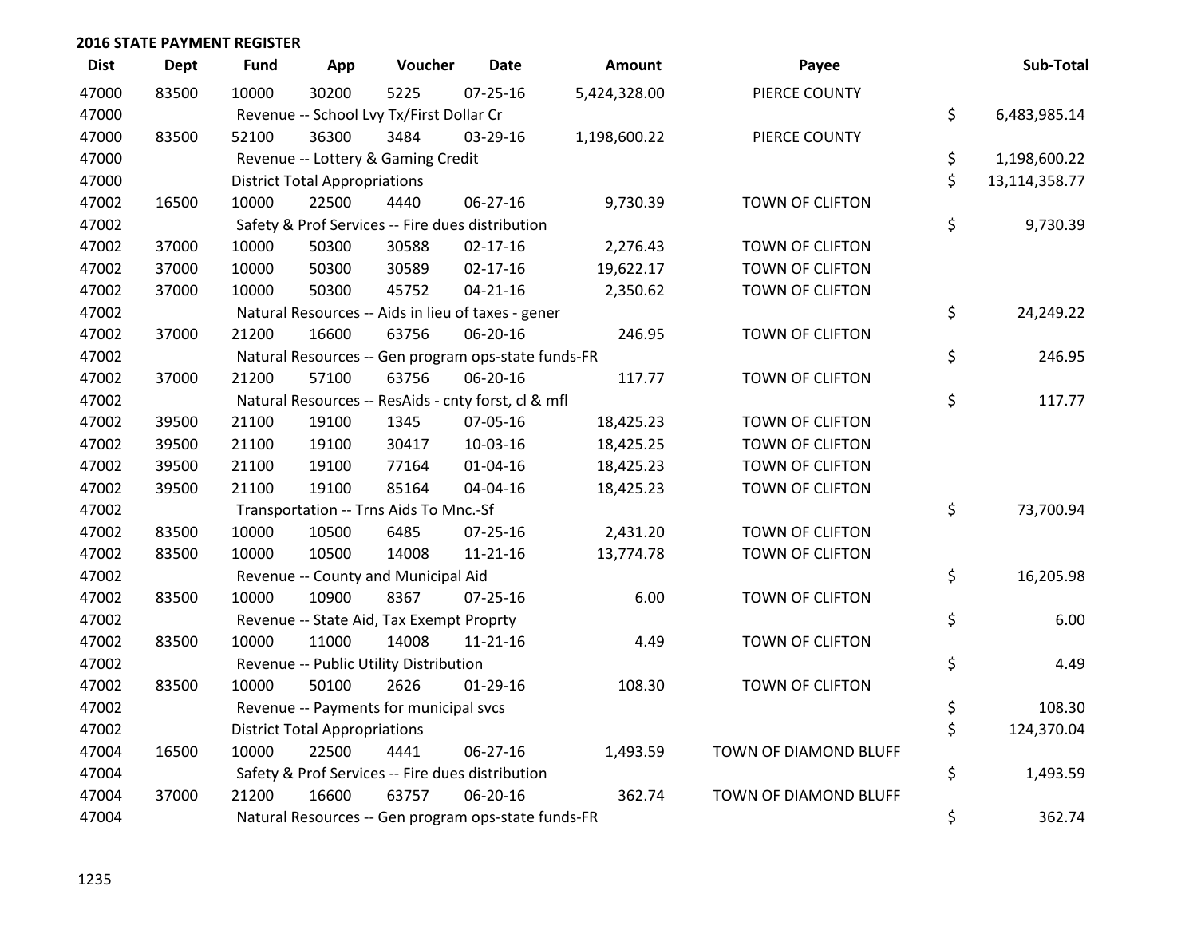## 2016 STATE PAYMENT REGISTER

| Dist | Dept | Fund | App | Voucher | Date | Amount | Payee | Sub-Total |
|---|---|---|---|---|---|---|---|---|
| 47000 | 83500 | 10000 | 30200 | 5225 | 07-25-16 | 5,424,328.00 | PIERCE COUNTY | |
| 47000 | | Revenue -- School Lvy Tx/First Dollar Cr | | | | | | $ 6,483,985.14 |
| 47000 | 83500 | 52100 | 36300 | 3484 | 03-29-16 | 1,198,600.22 | PIERCE COUNTY | |
| 47000 | | Revenue -- Lottery & Gaming Credit | | | | | | $ 1,198,600.22 |
| 47000 | | District Total Appropriations | | | | | | $ 13,114,358.77 |
| 47002 | 16500 | 10000 | 22500 | 4440 | 06-27-16 | 9,730.39 | TOWN OF CLIFTON | |
| 47002 | | Safety & Prof Services -- Fire dues distribution | | | | | | $ 9,730.39 |
| 47002 | 37000 | 10000 | 50300 | 30588 | 02-17-16 | 2,276.43 | TOWN OF CLIFTON | |
| 47002 | 37000 | 10000 | 50300 | 30589 | 02-17-16 | 19,622.17 | TOWN OF CLIFTON | |
| 47002 | 37000 | 10000 | 50300 | 45752 | 04-21-16 | 2,350.62 | TOWN OF CLIFTON | |
| 47002 | | Natural Resources -- Aids in lieu of taxes - gener | | | | | | $ 24,249.22 |
| 47002 | 37000 | 21200 | 16600 | 63756 | 06-20-16 | 246.95 | TOWN OF CLIFTON | |
| 47002 | | Natural Resources -- Gen program ops-state funds-FR | | | | | | $ 246.95 |
| 47002 | 37000 | 21200 | 57100 | 63756 | 06-20-16 | 117.77 | TOWN OF CLIFTON | |
| 47002 | | Natural Resources -- ResAids - cnty forst, cl & mfl | | | | | | $ 117.77 |
| 47002 | 39500 | 21100 | 19100 | 1345 | 07-05-16 | 18,425.23 | TOWN OF CLIFTON | |
| 47002 | 39500 | 21100 | 19100 | 30417 | 10-03-16 | 18,425.25 | TOWN OF CLIFTON | |
| 47002 | 39500 | 21100 | 19100 | 77164 | 01-04-16 | 18,425.23 | TOWN OF CLIFTON | |
| 47002 | 39500 | 21100 | 19100 | 85164 | 04-04-16 | 18,425.23 | TOWN OF CLIFTON | |
| 47002 | | Transportation -- Trns Aids To Mnc.-Sf | | | | | | $ 73,700.94 |
| 47002 | 83500 | 10000 | 10500 | 6485 | 07-25-16 | 2,431.20 | TOWN OF CLIFTON | |
| 47002 | 83500 | 10000 | 10500 | 14008 | 11-21-16 | 13,774.78 | TOWN OF CLIFTON | |
| 47002 | | Revenue -- County and Municipal Aid | | | | | | $ 16,205.98 |
| 47002 | 83500 | 10000 | 10900 | 8367 | 07-25-16 | 6.00 | TOWN OF CLIFTON | |
| 47002 | | Revenue -- State Aid, Tax Exempt Proprty | | | | | | $ 6.00 |
| 47002 | 83500 | 10000 | 11000 | 14008 | 11-21-16 | 4.49 | TOWN OF CLIFTON | |
| 47002 | | Revenue -- Public Utility Distribution | | | | | | $ 4.49 |
| 47002 | 83500 | 10000 | 50100 | 2626 | 01-29-16 | 108.30 | TOWN OF CLIFTON | |
| 47002 | | Revenue -- Payments for municipal svcs | | | | | | $ 108.30 |
| 47002 | | District Total Appropriations | | | | | | $ 124,370.04 |
| 47004 | 16500 | 10000 | 22500 | 4441 | 06-27-16 | 1,493.59 | TOWN OF DIAMOND BLUFF | |
| 47004 | | Safety & Prof Services -- Fire dues distribution | | | | | | $ 1,493.59 |
| 47004 | 37000 | 21200 | 16600 | 63757 | 06-20-16 | 362.74 | TOWN OF DIAMOND BLUFF | |
| 47004 | | Natural Resources -- Gen program ops-state funds-FR | | | | | | $ 362.74 |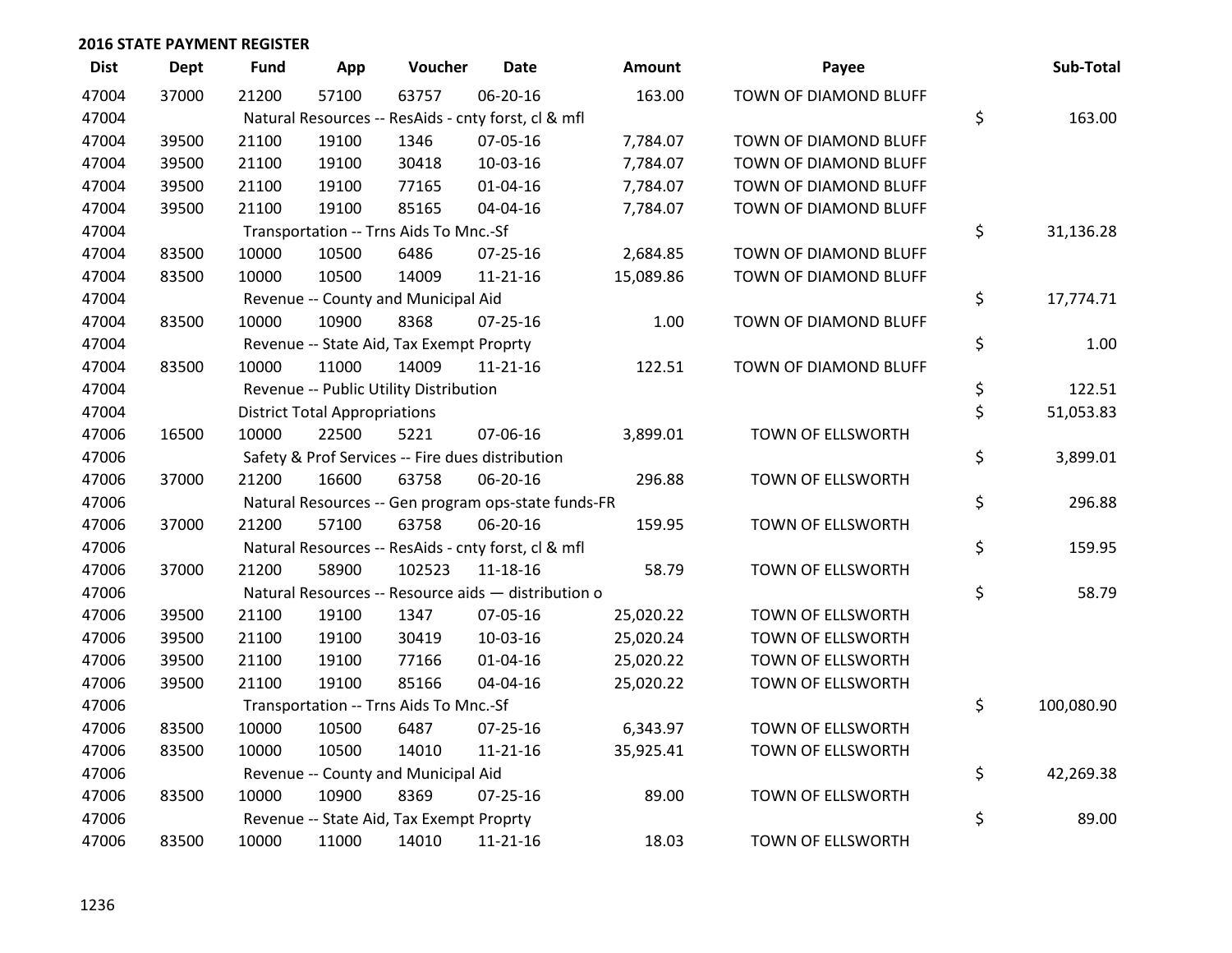## 2016 STATE PAYMENT REGISTER

| Dist | Dept | Fund | App | Voucher | Date | Amount | Payee | Sub-Total |
|---|---|---|---|---|---|---|---|---|
| 47004 | 37000 | 21200 | 57100 | 63757 | 06-20-16 | 163.00 | TOWN OF DIAMOND BLUFF | |
| 47004 | | Natural Resources -- ResAids - cnty forst, cl & mfl | | | | | | $ 163.00 |
| 47004 | 39500 | 21100 | 19100 | 1346 | 07-05-16 | 7,784.07 | TOWN OF DIAMOND BLUFF | |
| 47004 | 39500 | 21100 | 19100 | 30418 | 10-03-16 | 7,784.07 | TOWN OF DIAMOND BLUFF | |
| 47004 | 39500 | 21100 | 19100 | 77165 | 01-04-16 | 7,784.07 | TOWN OF DIAMOND BLUFF | |
| 47004 | 39500 | 21100 | 19100 | 85165 | 04-04-16 | 7,784.07 | TOWN OF DIAMOND BLUFF | |
| 47004 | | Transportation -- Trns Aids To Mnc.-Sf | | | | | | $ 31,136.28 |
| 47004 | 83500 | 10000 | 10500 | 6486 | 07-25-16 | 2,684.85 | TOWN OF DIAMOND BLUFF | |
| 47004 | 83500 | 10000 | 10500 | 14009 | 11-21-16 | 15,089.86 | TOWN OF DIAMOND BLUFF | |
| 47004 | | Revenue -- County and Municipal Aid | | | | | | $ 17,774.71 |
| 47004 | 83500 | 10000 | 10900 | 8368 | 07-25-16 | 1.00 | TOWN OF DIAMOND BLUFF | |
| 47004 | | Revenue -- State Aid, Tax Exempt Proprty | | | | | | $ 1.00 |
| 47004 | 83500 | 10000 | 11000 | 14009 | 11-21-16 | 122.51 | TOWN OF DIAMOND BLUFF | |
| 47004 | | Revenue -- Public Utility Distribution | | | | | | $ 122.51 |
| 47004 | | District Total Appropriations | | | | | | $ 51,053.83 |
| 47006 | 16500 | 10000 | 22500 | 5221 | 07-06-16 | 3,899.01 | TOWN OF ELLSWORTH | |
| 47006 | | Safety & Prof Services -- Fire dues distribution | | | | | | $ 3,899.01 |
| 47006 | 37000 | 21200 | 16600 | 63758 | 06-20-16 | 296.88 | TOWN OF ELLSWORTH | |
| 47006 | | Natural Resources -- Gen program ops-state funds-FR | | | | | | $ 296.88 |
| 47006 | 37000 | 21200 | 57100 | 63758 | 06-20-16 | 159.95 | TOWN OF ELLSWORTH | |
| 47006 | | Natural Resources -- ResAids - cnty forst, cl & mfl | | | | | | $ 159.95 |
| 47006 | 37000 | 21200 | 58900 | 102523 | 11-18-16 | 58.79 | TOWN OF ELLSWORTH | |
| 47006 | | Natural Resources -- Resource aids — distribution o | | | | | | $ 58.79 |
| 47006 | 39500 | 21100 | 19100 | 1347 | 07-05-16 | 25,020.22 | TOWN OF ELLSWORTH | |
| 47006 | 39500 | 21100 | 19100 | 30419 | 10-03-16 | 25,020.24 | TOWN OF ELLSWORTH | |
| 47006 | 39500 | 21100 | 19100 | 77166 | 01-04-16 | 25,020.22 | TOWN OF ELLSWORTH | |
| 47006 | 39500 | 21100 | 19100 | 85166 | 04-04-16 | 25,020.22 | TOWN OF ELLSWORTH | |
| 47006 | | Transportation -- Trns Aids To Mnc.-Sf | | | | | | $ 100,080.90 |
| 47006 | 83500 | 10000 | 10500 | 6487 | 07-25-16 | 6,343.97 | TOWN OF ELLSWORTH | |
| 47006 | 83500 | 10000 | 10500 | 14010 | 11-21-16 | 35,925.41 | TOWN OF ELLSWORTH | |
| 47006 | | Revenue -- County and Municipal Aid | | | | | | $ 42,269.38 |
| 47006 | 83500 | 10000 | 10900 | 8369 | 07-25-16 | 89.00 | TOWN OF ELLSWORTH | |
| 47006 | | Revenue -- State Aid, Tax Exempt Proprty | | | | | | $ 89.00 |
| 47006 | 83500 | 10000 | 11000 | 14010 | 11-21-16 | 18.03 | TOWN OF ELLSWORTH | |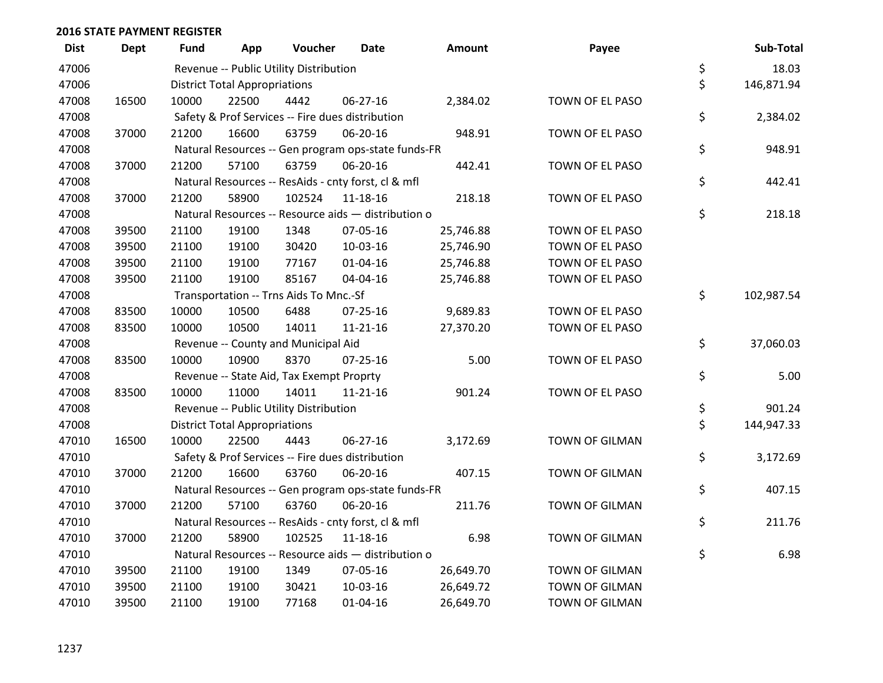## 2016 STATE PAYMENT REGISTER

| Dist | Dept | Fund | App | Voucher | Date | Amount | Payee | Sub-Total |
|---|---|---|---|---|---|---|---|---|
| 47006 | | Revenue -- Public Utility Distribution | | | | | | $ 18.03 |
| 47006 | | District Total Appropriations | | | | | | $ 146,871.94 |
| 47008 | 16500 | 10000 | 22500 | 4442 | 06-27-16 | 2,384.02 | TOWN OF EL PASO | |
| 47008 | | Safety & Prof Services -- Fire dues distribution | | | | | | $ 2,384.02 |
| 47008 | 37000 | 21200 | 16600 | 63759 | 06-20-16 | 948.91 | TOWN OF EL PASO | |
| 47008 | | Natural Resources -- Gen program ops-state funds-FR | | | | | | $ 948.91 |
| 47008 | 37000 | 21200 | 57100 | 63759 | 06-20-16 | 442.41 | TOWN OF EL PASO | |
| 47008 | | Natural Resources -- ResAids - cnty forst, cl & mfl | | | | | | $ 442.41 |
| 47008 | 37000 | 21200 | 58900 | 102524 | 11-18-16 | 218.18 | TOWN OF EL PASO | |
| 47008 | | Natural Resources -- Resource aids — distribution o | | | | | | $ 218.18 |
| 47008 | 39500 | 21100 | 19100 | 1348 | 07-05-16 | 25,746.88 | TOWN OF EL PASO | |
| 47008 | 39500 | 21100 | 19100 | 30420 | 10-03-16 | 25,746.90 | TOWN OF EL PASO | |
| 47008 | 39500 | 21100 | 19100 | 77167 | 01-04-16 | 25,746.88 | TOWN OF EL PASO | |
| 47008 | 39500 | 21100 | 19100 | 85167 | 04-04-16 | 25,746.88 | TOWN OF EL PASO | |
| 47008 | | Transportation -- Trns Aids To Mnc.-Sf | | | | | | $ 102,987.54 |
| 47008 | 83500 | 10000 | 10500 | 6488 | 07-25-16 | 9,689.83 | TOWN OF EL PASO | |
| 47008 | 83500 | 10000 | 10500 | 14011 | 11-21-16 | 27,370.20 | TOWN OF EL PASO | |
| 47008 | | Revenue -- County and Municipal Aid | | | | | | $ 37,060.03 |
| 47008 | 83500 | 10000 | 10900 | 8370 | 07-25-16 | 5.00 | TOWN OF EL PASO | |
| 47008 | | Revenue -- State Aid, Tax Exempt Proprty | | | | | | $ 5.00 |
| 47008 | 83500 | 10000 | 11000 | 14011 | 11-21-16 | 901.24 | TOWN OF EL PASO | |
| 47008 | | Revenue -- Public Utility Distribution | | | | | | $ 901.24 |
| 47008 | | District Total Appropriations | | | | | | $ 144,947.33 |
| 47010 | 16500 | 10000 | 22500 | 4443 | 06-27-16 | 3,172.69 | TOWN OF GILMAN | |
| 47010 | | Safety & Prof Services -- Fire dues distribution | | | | | | $ 3,172.69 |
| 47010 | 37000 | 21200 | 16600 | 63760 | 06-20-16 | 407.15 | TOWN OF GILMAN | |
| 47010 | | Natural Resources -- Gen program ops-state funds-FR | | | | | | $ 407.15 |
| 47010 | 37000 | 21200 | 57100 | 63760 | 06-20-16 | 211.76 | TOWN OF GILMAN | |
| 47010 | | Natural Resources -- ResAids - cnty forst, cl & mfl | | | | | | $ 211.76 |
| 47010 | 37000 | 21200 | 58900 | 102525 | 11-18-16 | 6.98 | TOWN OF GILMAN | |
| 47010 | | Natural Resources -- Resource aids — distribution o | | | | | | $ 6.98 |
| 47010 | 39500 | 21100 | 19100 | 1349 | 07-05-16 | 26,649.70 | TOWN OF GILMAN | |
| 47010 | 39500 | 21100 | 19100 | 30421 | 10-03-16 | 26,649.72 | TOWN OF GILMAN | |
| 47010 | 39500 | 21100 | 19100 | 77168 | 01-04-16 | 26,649.70 | TOWN OF GILMAN | |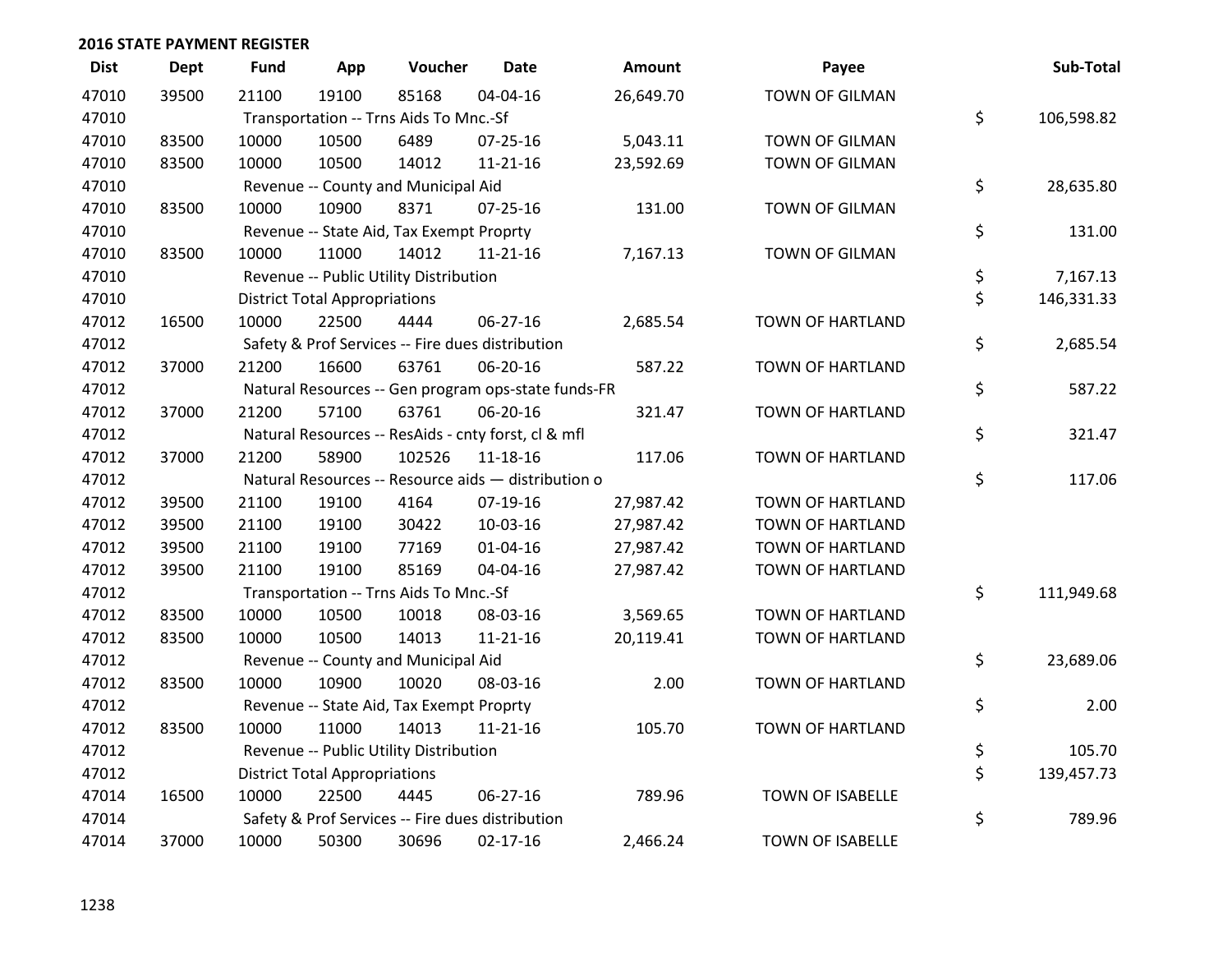## 2016 STATE PAYMENT REGISTER

| Dist | Dept | Fund | App | Voucher | Date | Amount | Payee | Sub-Total |
|---|---|---|---|---|---|---|---|---|
| 47010 | 39500 | 21100 | 19100 | 85168 | 04-04-16 | 26,649.70 | TOWN OF GILMAN | |
| 47010 | | Transportation -- Trns Aids To Mnc.-Sf | | | | | | $ 106,598.82 |
| 47010 | 83500 | 10000 | 10500 | 6489 | 07-25-16 | 5,043.11 | TOWN OF GILMAN | |
| 47010 | 83500 | 10000 | 10500 | 14012 | 11-21-16 | 23,592.69 | TOWN OF GILMAN | |
| 47010 | | Revenue -- County and Municipal Aid | | | | | | $ 28,635.80 |
| 47010 | 83500 | 10000 | 10900 | 8371 | 07-25-16 | 131.00 | TOWN OF GILMAN | |
| 47010 | | Revenue -- State Aid, Tax Exempt Proprty | | | | | | $ 131.00 |
| 47010 | 83500 | 10000 | 11000 | 14012 | 11-21-16 | 7,167.13 | TOWN OF GILMAN | |
| 47010 | | Revenue -- Public Utility Distribution | | | | | | $ 7,167.13 |
| 47010 | | District Total Appropriations | | | | | | $ 146,331.33 |
| 47012 | 16500 | 10000 | 22500 | 4444 | 06-27-16 | 2,685.54 | TOWN OF HARTLAND | |
| 47012 | | Safety & Prof Services -- Fire dues distribution | | | | | | $ 2,685.54 |
| 47012 | 37000 | 21200 | 16600 | 63761 | 06-20-16 | 587.22 | TOWN OF HARTLAND | |
| 47012 | | Natural Resources -- Gen program ops-state funds-FR | | | | | | $ 587.22 |
| 47012 | 37000 | 21200 | 57100 | 63761 | 06-20-16 | 321.47 | TOWN OF HARTLAND | |
| 47012 | | Natural Resources -- ResAids - cnty forst, cl & mfl | | | | | | $ 321.47 |
| 47012 | 37000 | 21200 | 58900 | 102526 | 11-18-16 | 117.06 | TOWN OF HARTLAND | |
| 47012 | | Natural Resources -- Resource aids — distribution o | | | | | | $ 117.06 |
| 47012 | 39500 | 21100 | 19100 | 4164 | 07-19-16 | 27,987.42 | TOWN OF HARTLAND | |
| 47012 | 39500 | 21100 | 19100 | 30422 | 10-03-16 | 27,987.42 | TOWN OF HARTLAND | |
| 47012 | 39500 | 21100 | 19100 | 77169 | 01-04-16 | 27,987.42 | TOWN OF HARTLAND | |
| 47012 | 39500 | 21100 | 19100 | 85169 | 04-04-16 | 27,987.42 | TOWN OF HARTLAND | |
| 47012 | | Transportation -- Trns Aids To Mnc.-Sf | | | | | | $ 111,949.68 |
| 47012 | 83500 | 10000 | 10500 | 10018 | 08-03-16 | 3,569.65 | TOWN OF HARTLAND | |
| 47012 | 83500 | 10000 | 10500 | 14013 | 11-21-16 | 20,119.41 | TOWN OF HARTLAND | |
| 47012 | | Revenue -- County and Municipal Aid | | | | | | $ 23,689.06 |
| 47012 | 83500 | 10000 | 10900 | 10020 | 08-03-16 | 2.00 | TOWN OF HARTLAND | |
| 47012 | | Revenue -- State Aid, Tax Exempt Proprty | | | | | | $ 2.00 |
| 47012 | 83500 | 10000 | 11000 | 14013 | 11-21-16 | 105.70 | TOWN OF HARTLAND | |
| 47012 | | Revenue -- Public Utility Distribution | | | | | | $ 105.70 |
| 47012 | | District Total Appropriations | | | | | | $ 139,457.73 |
| 47014 | 16500 | 10000 | 22500 | 4445 | 06-27-16 | 789.96 | TOWN OF ISABELLE | |
| 47014 | | Safety & Prof Services -- Fire dues distribution | | | | | | $ 789.96 |
| 47014 | 37000 | 10000 | 50300 | 30696 | 02-17-16 | 2,466.24 | TOWN OF ISABELLE | |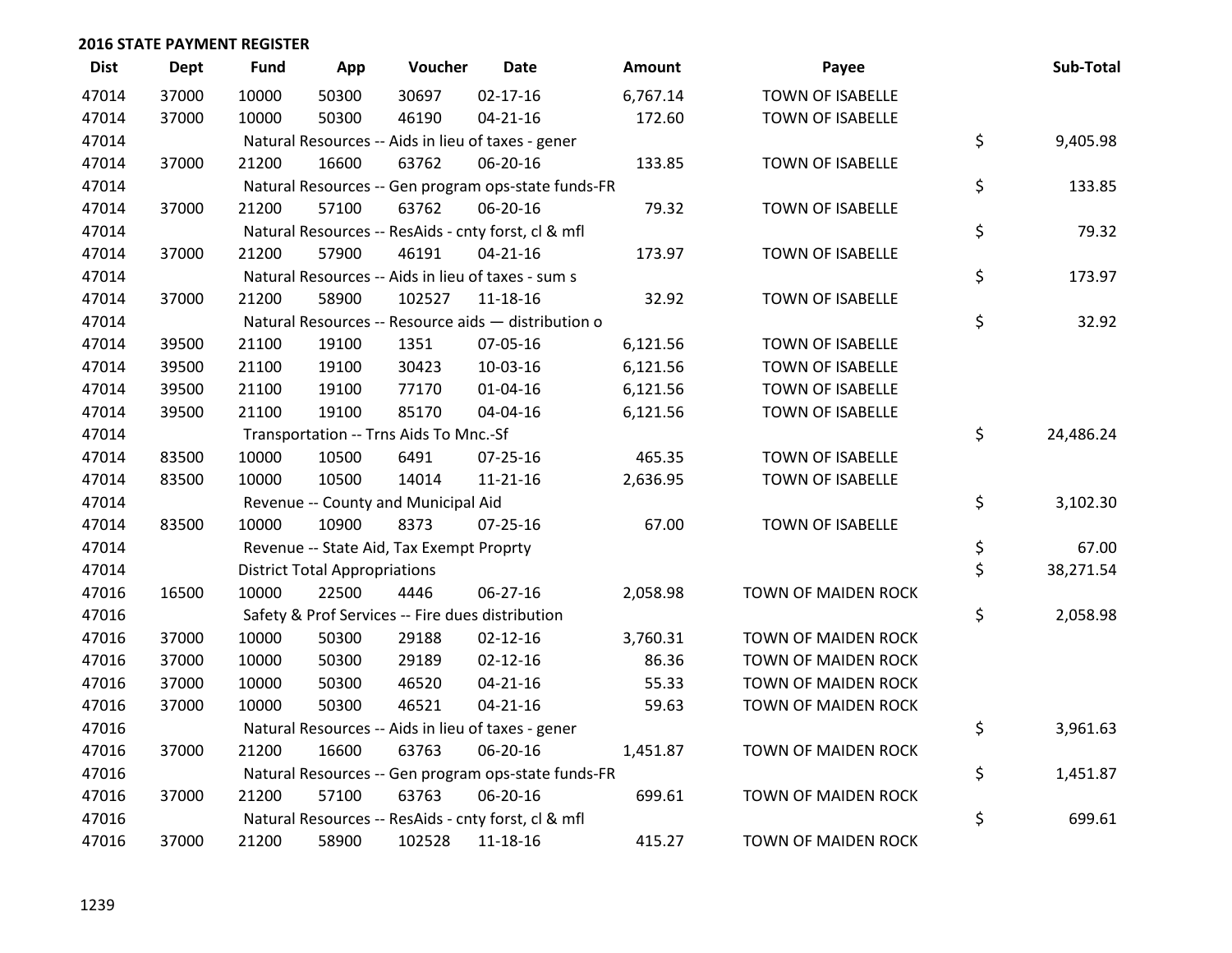## 2016 STATE PAYMENT REGISTER

| Dist | Dept | Fund | App | Voucher | Date | Amount | Payee | Sub-Total |
|---|---|---|---|---|---|---|---|---|
| 47014 | 37000 | 10000 | 50300 | 30697 | 02-17-16 | 6,767.14 | TOWN OF ISABELLE | |
| 47014 | 37000 | 10000 | 50300 | 46190 | 04-21-16 | 172.60 | TOWN OF ISABELLE | |
| 47014 | | Natural Resources -- Aids in lieu of taxes - gener | | | | | | $ 9,405.98 |
| 47014 | 37000 | 21200 | 16600 | 63762 | 06-20-16 | 133.85 | TOWN OF ISABELLE | |
| 47014 | | Natural Resources -- Gen program ops-state funds-FR | | | | | | $ 133.85 |
| 47014 | 37000 | 21200 | 57100 | 63762 | 06-20-16 | 79.32 | TOWN OF ISABELLE | |
| 47014 | | Natural Resources -- ResAids - cnty forst, cl & mfl | | | | | | $ 79.32 |
| 47014 | 37000 | 21200 | 57900 | 46191 | 04-21-16 | 173.97 | TOWN OF ISABELLE | |
| 47014 | | Natural Resources -- Aids in lieu of taxes - sum s | | | | | | $ 173.97 |
| 47014 | 37000 | 21200 | 58900 | 102527 | 11-18-16 | 32.92 | TOWN OF ISABELLE | |
| 47014 | | Natural Resources -- Resource aids — distribution o | | | | | | $ 32.92 |
| 47014 | 39500 | 21100 | 19100 | 1351 | 07-05-16 | 6,121.56 | TOWN OF ISABELLE | |
| 47014 | 39500 | 21100 | 19100 | 30423 | 10-03-16 | 6,121.56 | TOWN OF ISABELLE | |
| 47014 | 39500 | 21100 | 19100 | 77170 | 01-04-16 | 6,121.56 | TOWN OF ISABELLE | |
| 47014 | 39500 | 21100 | 19100 | 85170 | 04-04-16 | 6,121.56 | TOWN OF ISABELLE | |
| 47014 | | Transportation -- Trns Aids To Mnc.-Sf | | | | | | $ 24,486.24 |
| 47014 | 83500 | 10000 | 10500 | 6491 | 07-25-16 | 465.35 | TOWN OF ISABELLE | |
| 47014 | 83500 | 10000 | 10500 | 14014 | 11-21-16 | 2,636.95 | TOWN OF ISABELLE | |
| 47014 | | Revenue -- County and Municipal Aid | | | | | | $ 3,102.30 |
| 47014 | 83500 | 10000 | 10900 | 8373 | 07-25-16 | 67.00 | TOWN OF ISABELLE | |
| 47014 | | Revenue -- State Aid, Tax Exempt Proprty | | | | | | $ 67.00 |
| 47014 | | District Total Appropriations | | | | | | $ 38,271.54 |
| 47016 | 16500 | 10000 | 22500 | 4446 | 06-27-16 | 2,058.98 | TOWN OF MAIDEN ROCK | |
| 47016 | | Safety & Prof Services -- Fire dues distribution | | | | | | $ 2,058.98 |
| 47016 | 37000 | 10000 | 50300 | 29188 | 02-12-16 | 3,760.31 | TOWN OF MAIDEN ROCK | |
| 47016 | 37000 | 10000 | 50300 | 29189 | 02-12-16 | 86.36 | TOWN OF MAIDEN ROCK | |
| 47016 | 37000 | 10000 | 50300 | 46520 | 04-21-16 | 55.33 | TOWN OF MAIDEN ROCK | |
| 47016 | 37000 | 10000 | 50300 | 46521 | 04-21-16 | 59.63 | TOWN OF MAIDEN ROCK | |
| 47016 | | Natural Resources -- Aids in lieu of taxes - gener | | | | | | $ 3,961.63 |
| 47016 | 37000 | 21200 | 16600 | 63763 | 06-20-16 | 1,451.87 | TOWN OF MAIDEN ROCK | |
| 47016 | | Natural Resources -- Gen program ops-state funds-FR | | | | | | $ 1,451.87 |
| 47016 | 37000 | 21200 | 57100 | 63763 | 06-20-16 | 699.61 | TOWN OF MAIDEN ROCK | |
| 47016 | | Natural Resources -- ResAids - cnty forst, cl & mfl | | | | | | $ 699.61 |
| 47016 | 37000 | 21200 | 58900 | 102528 | 11-18-16 | 415.27 | TOWN OF MAIDEN ROCK | |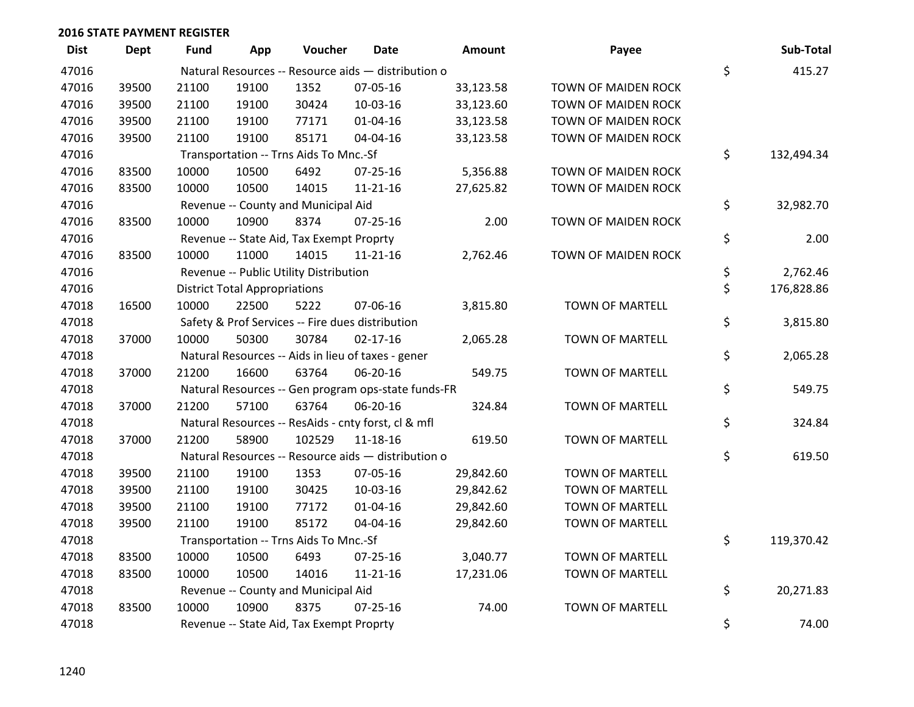**2016 STATE PAYMENT REGISTER**

| Dist | Dept | Fund | App | Voucher | Date | Amount | Payee | Sub-Total |
|---|---|---|---|---|---|---|---|---|
| 47016 | | Natural Resources -- Resource aids — distribution o | | | | | | $ 415.27 |
| 47016 | 39500 | 21100 | 19100 | 1352 | 07-05-16 | 33,123.58 | TOWN OF MAIDEN ROCK | |
| 47016 | 39500 | 21100 | 19100 | 30424 | 10-03-16 | 33,123.60 | TOWN OF MAIDEN ROCK | |
| 47016 | 39500 | 21100 | 19100 | 77171 | 01-04-16 | 33,123.58 | TOWN OF MAIDEN ROCK | |
| 47016 | 39500 | 21100 | 19100 | 85171 | 04-04-16 | 33,123.58 | TOWN OF MAIDEN ROCK | |
| 47016 | | Transportation -- Trns Aids To Mnc.-Sf | | | | | | $ 132,494.34 |
| 47016 | 83500 | 10000 | 10500 | 6492 | 07-25-16 | 5,356.88 | TOWN OF MAIDEN ROCK | |
| 47016 | 83500 | 10000 | 10500 | 14015 | 11-21-16 | 27,625.82 | TOWN OF MAIDEN ROCK | |
| 47016 | | Revenue -- County and Municipal Aid | | | | | | $ 32,982.70 |
| 47016 | 83500 | 10000 | 10900 | 8374 | 07-25-16 | 2.00 | TOWN OF MAIDEN ROCK | |
| 47016 | | Revenue -- State Aid, Tax Exempt Proprty | | | | | | $ 2.00 |
| 47016 | 83500 | 10000 | 11000 | 14015 | 11-21-16 | 2,762.46 | TOWN OF MAIDEN ROCK | |
| 47016 | | Revenue -- Public Utility Distribution | | | | | | $ 2,762.46 |
| 47016 | | District Total Appropriations | | | | | | $ 176,828.86 |
| 47018 | 16500 | 10000 | 22500 | 5222 | 07-06-16 | 3,815.80 | TOWN OF MARTELL | |
| 47018 | | Safety & Prof Services -- Fire dues distribution | | | | | | $ 3,815.80 |
| 47018 | 37000 | 10000 | 50300 | 30784 | 02-17-16 | 2,065.28 | TOWN OF MARTELL | |
| 47018 | | Natural Resources -- Aids in lieu of taxes - gener | | | | | | $ 2,065.28 |
| 47018 | 37000 | 21200 | 16600 | 63764 | 06-20-16 | 549.75 | TOWN OF MARTELL | |
| 47018 | | Natural Resources -- Gen program ops-state funds-FR | | | | | | $ 549.75 |
| 47018 | 37000 | 21200 | 57100 | 63764 | 06-20-16 | 324.84 | TOWN OF MARTELL | |
| 47018 | | Natural Resources -- ResAids - cnty forst, cl & mfl | | | | | | $ 324.84 |
| 47018 | 37000 | 21200 | 58900 | 102529 | 11-18-16 | 619.50 | TOWN OF MARTELL | |
| 47018 | | Natural Resources -- Resource aids — distribution o | | | | | | $ 619.50 |
| 47018 | 39500 | 21100 | 19100 | 1353 | 07-05-16 | 29,842.60 | TOWN OF MARTELL | |
| 47018 | 39500 | 21100 | 19100 | 30425 | 10-03-16 | 29,842.62 | TOWN OF MARTELL | |
| 47018 | 39500 | 21100 | 19100 | 77172 | 01-04-16 | 29,842.60 | TOWN OF MARTELL | |
| 47018 | 39500 | 21100 | 19100 | 85172 | 04-04-16 | 29,842.60 | TOWN OF MARTELL | |
| 47018 | | Transportation -- Trns Aids To Mnc.-Sf | | | | | | $ 119,370.42 |
| 47018 | 83500 | 10000 | 10500 | 6493 | 07-25-16 | 3,040.77 | TOWN OF MARTELL | |
| 47018 | 83500 | 10000 | 10500 | 14016 | 11-21-16 | 17,231.06 | TOWN OF MARTELL | |
| 47018 | | Revenue -- County and Municipal Aid | | | | | | $ 20,271.83 |
| 47018 | 83500 | 10000 | 10900 | 8375 | 07-25-16 | 74.00 | TOWN OF MARTELL | |
| 47018 | | Revenue -- State Aid, Tax Exempt Proprty | | | | | | $ 74.00 |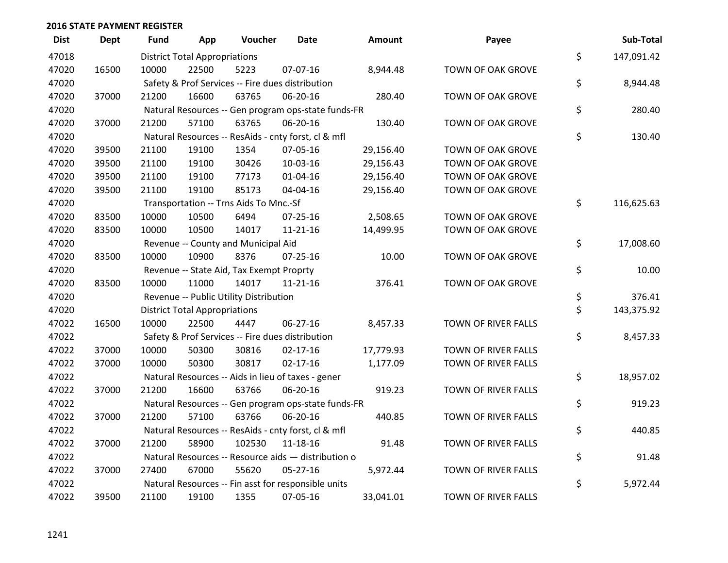## 2016 STATE PAYMENT REGISTER

| Dist | Dept | Fund | App | Voucher | Date | Amount | Payee | | Sub-Total |
|---|---|---|---|---|---|---|---|---|---|
| 47018 | | District Total Appropriations | | | | | | $ | 147,091.42 |
| 47020 | 16500 | 10000 | 22500 | 5223 | 07-07-16 | 8,944.48 | TOWN OF OAK GROVE | | |
| 47020 | | Safety & Prof Services -- Fire dues distribution | | | | | | $ | 8,944.48 |
| 47020 | 37000 | 21200 | 16600 | 63765 | 06-20-16 | 280.40 | TOWN OF OAK GROVE | | |
| 47020 | | Natural Resources -- Gen program ops-state funds-FR | | | | | | $ | 280.40 |
| 47020 | 37000 | 21200 | 57100 | 63765 | 06-20-16 | 130.40 | TOWN OF OAK GROVE | | |
| 47020 | | Natural Resources -- ResAids - cnty forst, cl & mfl | | | | | | $ | 130.40 |
| 47020 | 39500 | 21100 | 19100 | 1354 | 07-05-16 | 29,156.40 | TOWN OF OAK GROVE | | |
| 47020 | 39500 | 21100 | 19100 | 30426 | 10-03-16 | 29,156.43 | TOWN OF OAK GROVE | | |
| 47020 | 39500 | 21100 | 19100 | 77173 | 01-04-16 | 29,156.40 | TOWN OF OAK GROVE | | |
| 47020 | 39500 | 21100 | 19100 | 85173 | 04-04-16 | 29,156.40 | TOWN OF OAK GROVE | | |
| 47020 | | Transportation -- Trns Aids To Mnc.-Sf | | | | | | $ | 116,625.63 |
| 47020 | 83500 | 10000 | 10500 | 6494 | 07-25-16 | 2,508.65 | TOWN OF OAK GROVE | | |
| 47020 | 83500 | 10000 | 10500 | 14017 | 11-21-16 | 14,499.95 | TOWN OF OAK GROVE | | |
| 47020 | | Revenue -- County and Municipal Aid | | | | | | $ | 17,008.60 |
| 47020 | 83500 | 10000 | 10900 | 8376 | 07-25-16 | 10.00 | TOWN OF OAK GROVE | | |
| 47020 | | Revenue -- State Aid, Tax Exempt Proprty | | | | | | $ | 10.00 |
| 47020 | 83500 | 10000 | 11000 | 14017 | 11-21-16 | 376.41 | TOWN OF OAK GROVE | | |
| 47020 | | Revenue -- Public Utility Distribution | | | | | | $ | 376.41 |
| 47020 | | District Total Appropriations | | | | | | $ | 143,375.92 |
| 47022 | 16500 | 10000 | 22500 | 4447 | 06-27-16 | 8,457.33 | TOWN OF RIVER FALLS | | |
| 47022 | | Safety & Prof Services -- Fire dues distribution | | | | | | $ | 8,457.33 |
| 47022 | 37000 | 10000 | 50300 | 30816 | 02-17-16 | 17,779.93 | TOWN OF RIVER FALLS | | |
| 47022 | 37000 | 10000 | 50300 | 30817 | 02-17-16 | 1,177.09 | TOWN OF RIVER FALLS | | |
| 47022 | | Natural Resources -- Aids in lieu of taxes - gener | | | | | | $ | 18,957.02 |
| 47022 | 37000 | 21200 | 16600 | 63766 | 06-20-16 | 919.23 | TOWN OF RIVER FALLS | | |
| 47022 | | Natural Resources -- Gen program ops-state funds-FR | | | | | | $ | 919.23 |
| 47022 | 37000 | 21200 | 57100 | 63766 | 06-20-16 | 440.85 | TOWN OF RIVER FALLS | | |
| 47022 | | Natural Resources -- ResAids - cnty forst, cl & mfl | | | | | | $ | 440.85 |
| 47022 | 37000 | 21200 | 58900 | 102530 | 11-18-16 | 91.48 | TOWN OF RIVER FALLS | | |
| 47022 | | Natural Resources -- Resource aids — distribution o | | | | | | $ | 91.48 |
| 47022 | 37000 | 27400 | 67000 | 55620 | 05-27-16 | 5,972.44 | TOWN OF RIVER FALLS | | |
| 47022 | | Natural Resources -- Fin asst for responsible units | | | | | | $ | 5,972.44 |
| 47022 | 39500 | 21100 | 19100 | 1355 | 07-05-16 | 33,041.01 | TOWN OF RIVER FALLS | | |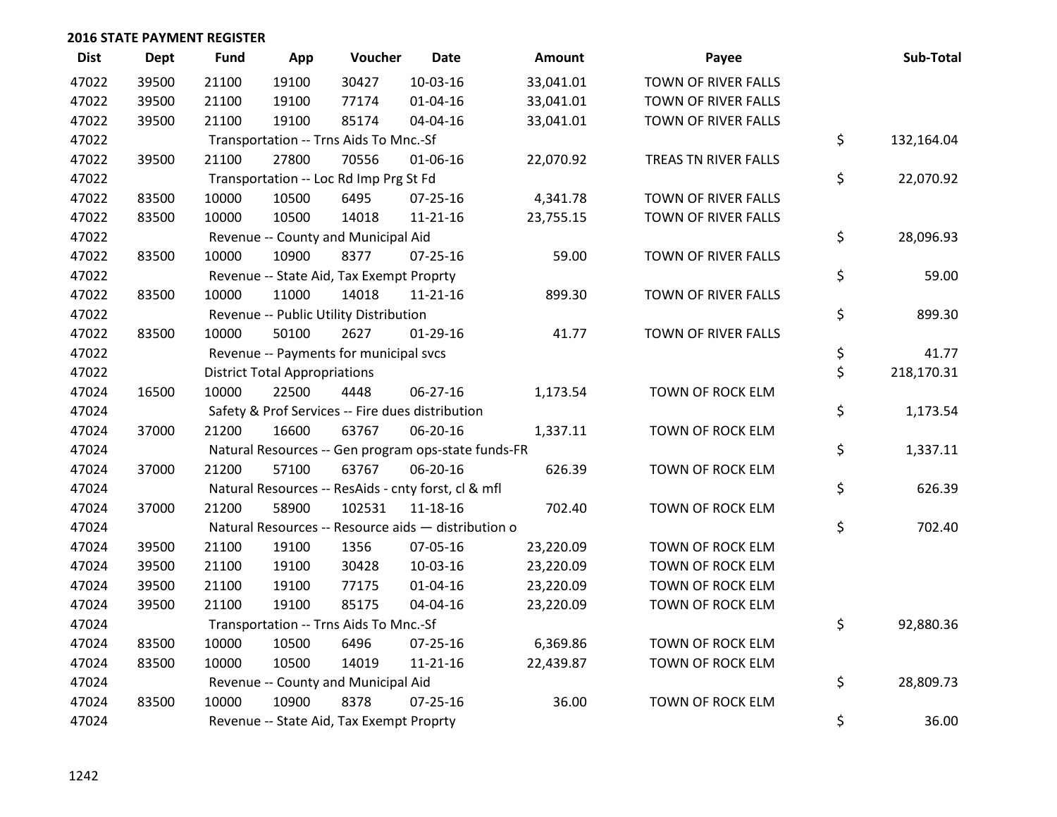**2016 STATE PAYMENT REGISTER**

| Dist | Dept | Fund | App | Voucher | Date | Amount | Payee | Sub-Total |
|---|---|---|---|---|---|---|---|---|
| 47022 | 39500 | 21100 | 19100 | 30427 | 10-03-16 | 33,041.01 | TOWN OF RIVER FALLS | |
| 47022 | 39500 | 21100 | 19100 | 77174 | 01-04-16 | 33,041.01 | TOWN OF RIVER FALLS | |
| 47022 | 39500 | 21100 | 19100 | 85174 | 04-04-16 | 33,041.01 | TOWN OF RIVER FALLS | |
| 47022 | | Transportation -- Trns Aids To Mnc.-Sf | | | | | | $ 132,164.04 |
| 47022 | 39500 | 21100 | 27800 | 70556 | 01-06-16 | 22,070.92 | TREAS TN RIVER FALLS | |
| 47022 | | Transportation -- Loc Rd Imp Prg St Fd | | | | | | $ 22,070.92 |
| 47022 | 83500 | 10000 | 10500 | 6495 | 07-25-16 | 4,341.78 | TOWN OF RIVER FALLS | |
| 47022 | 83500 | 10000 | 10500 | 14018 | 11-21-16 | 23,755.15 | TOWN OF RIVER FALLS | |
| 47022 | | Revenue -- County and Municipal Aid | | | | | | $ 28,096.93 |
| 47022 | 83500 | 10000 | 10900 | 8377 | 07-25-16 | 59.00 | TOWN OF RIVER FALLS | |
| 47022 | | Revenue -- State Aid, Tax Exempt Proprty | | | | | | $ 59.00 |
| 47022 | 83500 | 10000 | 11000 | 14018 | 11-21-16 | 899.30 | TOWN OF RIVER FALLS | |
| 47022 | | Revenue -- Public Utility Distribution | | | | | | $ 899.30 |
| 47022 | 83500 | 10000 | 50100 | 2627 | 01-29-16 | 41.77 | TOWN OF RIVER FALLS | |
| 47022 | | Revenue -- Payments for municipal svcs | | | | | | $ 41.77 |
| 47022 | | District Total Appropriations | | | | | | $ 218,170.31 |
| 47024 | 16500 | 10000 | 22500 | 4448 | 06-27-16 | 1,173.54 | TOWN OF ROCK ELM | |
| 47024 | | Safety & Prof Services -- Fire dues distribution | | | | | | $ 1,173.54 |
| 47024 | 37000 | 21200 | 16600 | 63767 | 06-20-16 | 1,337.11 | TOWN OF ROCK ELM | |
| 47024 | | Natural Resources -- Gen program ops-state funds-FR | | | | | | $ 1,337.11 |
| 47024 | 37000 | 21200 | 57100 | 63767 | 06-20-16 | 626.39 | TOWN OF ROCK ELM | |
| 47024 | | Natural Resources -- ResAids - cnty forst, cl & mfl | | | | | | $ 626.39 |
| 47024 | 37000 | 21200 | 58900 | 102531 | 11-18-16 | 702.40 | TOWN OF ROCK ELM | |
| 47024 | | Natural Resources -- Resource aids — distribution o | | | | | | $ 702.40 |
| 47024 | 39500 | 21100 | 19100 | 1356 | 07-05-16 | 23,220.09 | TOWN OF ROCK ELM | |
| 47024 | 39500 | 21100 | 19100 | 30428 | 10-03-16 | 23,220.09 | TOWN OF ROCK ELM | |
| 47024 | 39500 | 21100 | 19100 | 77175 | 01-04-16 | 23,220.09 | TOWN OF ROCK ELM | |
| 47024 | 39500 | 21100 | 19100 | 85175 | 04-04-16 | 23,220.09 | TOWN OF ROCK ELM | |
| 47024 | | Transportation -- Trns Aids To Mnc.-Sf | | | | | | $ 92,880.36 |
| 47024 | 83500 | 10000 | 10500 | 6496 | 07-25-16 | 6,369.86 | TOWN OF ROCK ELM | |
| 47024 | 83500 | 10000 | 10500 | 14019 | 11-21-16 | 22,439.87 | TOWN OF ROCK ELM | |
| 47024 | | Revenue -- County and Municipal Aid | | | | | | $ 28,809.73 |
| 47024 | 83500 | 10000 | 10900 | 8378 | 07-25-16 | 36.00 | TOWN OF ROCK ELM | |
| 47024 | | Revenue -- State Aid, Tax Exempt Proprty | | | | | | $ 36.00 |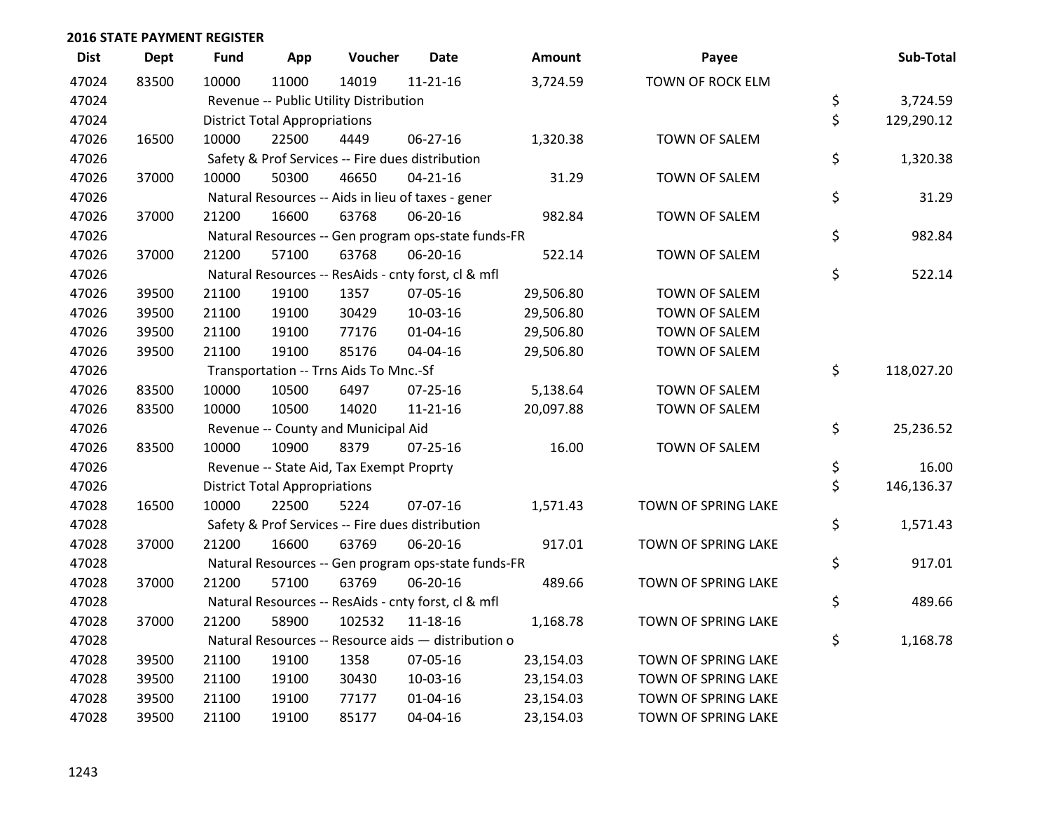**2016 STATE PAYMENT REGISTER**

| Dist | Dept | Fund | App | Voucher | Date | Amount | Payee | Sub-Total |
|---|---|---|---|---|---|---|---|---|
| 47024 | 83500 | 10000 | 11000 | 14019 | 11-21-16 | 3,724.59 | TOWN OF ROCK ELM | |
| 47024 | | Revenue -- Public Utility Distribution | | | | | | $ 3,724.59 |
| 47024 | | District Total Appropriations | | | | | | $ 129,290.12 |
| 47026 | 16500 | 10000 | 22500 | 4449 | 06-27-16 | 1,320.38 | TOWN OF SALEM | |
| 47026 | | Safety & Prof Services -- Fire dues distribution | | | | | | $ 1,320.38 |
| 47026 | 37000 | 10000 | 50300 | 46650 | 04-21-16 | 31.29 | TOWN OF SALEM | |
| 47026 | | Natural Resources -- Aids in lieu of taxes - gener | | | | | | $ 31.29 |
| 47026 | 37000 | 21200 | 16600 | 63768 | 06-20-16 | 982.84 | TOWN OF SALEM | |
| 47026 | | Natural Resources -- Gen program ops-state funds-FR | | | | | | $ 982.84 |
| 47026 | 37000 | 21200 | 57100 | 63768 | 06-20-16 | 522.14 | TOWN OF SALEM | |
| 47026 | | Natural Resources -- ResAids - cnty forst, cl & mfl | | | | | | $ 522.14 |
| 47026 | 39500 | 21100 | 19100 | 1357 | 07-05-16 | 29,506.80 | TOWN OF SALEM | |
| 47026 | 39500 | 21100 | 19100 | 30429 | 10-03-16 | 29,506.80 | TOWN OF SALEM | |
| 47026 | 39500 | 21100 | 19100 | 77176 | 01-04-16 | 29,506.80 | TOWN OF SALEM | |
| 47026 | 39500 | 21100 | 19100 | 85176 | 04-04-16 | 29,506.80 | TOWN OF SALEM | |
| 47026 | | Transportation -- Trns Aids To Mnc.-Sf | | | | | | $ 118,027.20 |
| 47026 | 83500 | 10000 | 10500 | 6497 | 07-25-16 | 5,138.64 | TOWN OF SALEM | |
| 47026 | 83500 | 10000 | 10500 | 14020 | 11-21-16 | 20,097.88 | TOWN OF SALEM | |
| 47026 | | Revenue -- County and Municipal Aid | | | | | | $ 25,236.52 |
| 47026 | 83500 | 10000 | 10900 | 8379 | 07-25-16 | 16.00 | TOWN OF SALEM | |
| 47026 | | Revenue -- State Aid, Tax Exempt Proprty | | | | | | $ 16.00 |
| 47026 | | District Total Appropriations | | | | | | $ 146,136.37 |
| 47028 | 16500 | 10000 | 22500 | 5224 | 07-07-16 | 1,571.43 | TOWN OF SPRING LAKE | |
| 47028 | | Safety & Prof Services -- Fire dues distribution | | | | | | $ 1,571.43 |
| 47028 | 37000 | 21200 | 16600 | 63769 | 06-20-16 | 917.01 | TOWN OF SPRING LAKE | |
| 47028 | | Natural Resources -- Gen program ops-state funds-FR | | | | | | $ 917.01 |
| 47028 | 37000 | 21200 | 57100 | 63769 | 06-20-16 | 489.66 | TOWN OF SPRING LAKE | |
| 47028 | | Natural Resources -- ResAids - cnty forst, cl & mfl | | | | | | $ 489.66 |
| 47028 | 37000 | 21200 | 58900 | 102532 | 11-18-16 | 1,168.78 | TOWN OF SPRING LAKE | |
| 47028 | | Natural Resources -- Resource aids — distribution o | | | | | | $ 1,168.78 |
| 47028 | 39500 | 21100 | 19100 | 1358 | 07-05-16 | 23,154.03 | TOWN OF SPRING LAKE | |
| 47028 | 39500 | 21100 | 19100 | 30430 | 10-03-16 | 23,154.03 | TOWN OF SPRING LAKE | |
| 47028 | 39500 | 21100 | 19100 | 77177 | 01-04-16 | 23,154.03 | TOWN OF SPRING LAKE | |
| 47028 | 39500 | 21100 | 19100 | 85177 | 04-04-16 | 23,154.03 | TOWN OF SPRING LAKE | |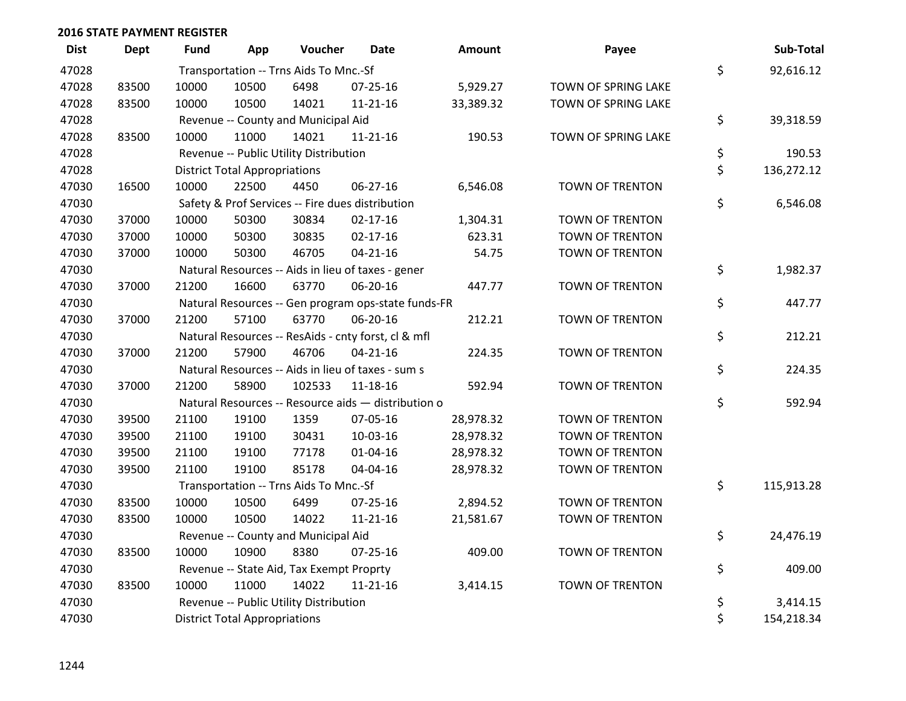**2016 STATE PAYMENT REGISTER**

| Dist | Dept | Fund | App | Voucher | Date | Amount | Payee | | Sub-Total |
|---|---|---|---|---|---|---|---|---|---|
| 47028 | | Transportation -- Trns Aids To Mnc.-Sf | | | | | | $ | 92,616.12 |
| 47028 | 83500 | 10000 | 10500 | 6498 | 07-25-16 | 5,929.27 | TOWN OF SPRING LAKE | | |
| 47028 | 83500 | 10000 | 10500 | 14021 | 11-21-16 | 33,389.32 | TOWN OF SPRING LAKE | | |
| 47028 | | Revenue -- County and Municipal Aid | | | | | | $ | 39,318.59 |
| 47028 | 83500 | 10000 | 11000 | 14021 | 11-21-16 | 190.53 | TOWN OF SPRING LAKE | | |
| 47028 | | Revenue -- Public Utility Distribution | | | | | | $ | 190.53 |
| 47028 | | District Total Appropriations | | | | | | $ | 136,272.12 |
| 47030 | 16500 | 10000 | 22500 | 4450 | 06-27-16 | 6,546.08 | TOWN OF TRENTON | | |
| 47030 | | Safety & Prof Services -- Fire dues distribution | | | | | | $ | 6,546.08 |
| 47030 | 37000 | 10000 | 50300 | 30834 | 02-17-16 | 1,304.31 | TOWN OF TRENTON | | |
| 47030 | 37000 | 10000 | 50300 | 30835 | 02-17-16 | 623.31 | TOWN OF TRENTON | | |
| 47030 | 37000 | 10000 | 50300 | 46705 | 04-21-16 | 54.75 | TOWN OF TRENTON | | |
| 47030 | | Natural Resources -- Aids in lieu of taxes - gener | | | | | | $ | 1,982.37 |
| 47030 | 37000 | 21200 | 16600 | 63770 | 06-20-16 | 447.77 | TOWN OF TRENTON | | |
| 47030 | | Natural Resources -- Gen program ops-state funds-FR | | | | | | $ | 447.77 |
| 47030 | 37000 | 21200 | 57100 | 63770 | 06-20-16 | 212.21 | TOWN OF TRENTON | | |
| 47030 | | Natural Resources -- ResAids - cnty forst, cl & mfl | | | | | | $ | 212.21 |
| 47030 | 37000 | 21200 | 57900 | 46706 | 04-21-16 | 224.35 | TOWN OF TRENTON | | |
| 47030 | | Natural Resources -- Aids in lieu of taxes - sum s | | | | | | $ | 224.35 |
| 47030 | 37000 | 21200 | 58900 | 102533 | 11-18-16 | 592.94 | TOWN OF TRENTON | | |
| 47030 | | Natural Resources -- Resource aids — distribution o | | | | | | $ | 592.94 |
| 47030 | 39500 | 21100 | 19100 | 1359 | 07-05-16 | 28,978.32 | TOWN OF TRENTON | | |
| 47030 | 39500 | 21100 | 19100 | 30431 | 10-03-16 | 28,978.32 | TOWN OF TRENTON | | |
| 47030 | 39500 | 21100 | 19100 | 77178 | 01-04-16 | 28,978.32 | TOWN OF TRENTON | | |
| 47030 | 39500 | 21100 | 19100 | 85178 | 04-04-16 | 28,978.32 | TOWN OF TRENTON | | |
| 47030 | | Transportation -- Trns Aids To Mnc.-Sf | | | | | | $ | 115,913.28 |
| 47030 | 83500 | 10000 | 10500 | 6499 | 07-25-16 | 2,894.52 | TOWN OF TRENTON | | |
| 47030 | 83500 | 10000 | 10500 | 14022 | 11-21-16 | 21,581.67 | TOWN OF TRENTON | | |
| 47030 | | Revenue -- County and Municipal Aid | | | | | | $ | 24,476.19 |
| 47030 | 83500 | 10000 | 10900 | 8380 | 07-25-16 | 409.00 | TOWN OF TRENTON | | |
| 47030 | | Revenue -- State Aid, Tax Exempt Proprty | | | | | | $ | 409.00 |
| 47030 | 83500 | 10000 | 11000 | 14022 | 11-21-16 | 3,414.15 | TOWN OF TRENTON | | |
| 47030 | | Revenue -- Public Utility Distribution | | | | | | $ | 3,414.15 |
| 47030 | | District Total Appropriations | | | | | | $ | 154,218.34 |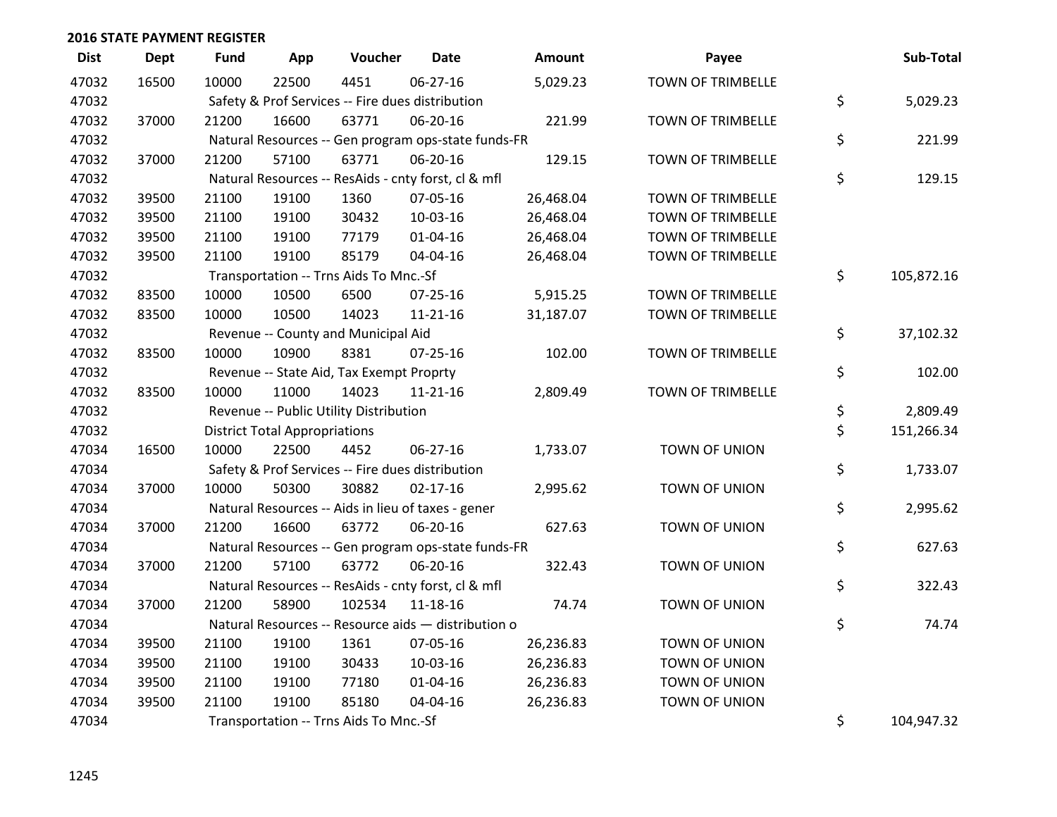## 2016 STATE PAYMENT REGISTER

| Dist | Dept | Fund | App | Voucher | Date | Amount | Payee | Sub-Total |
|---|---|---|---|---|---|---|---|---|
| 47032 | 16500 | 10000 | 22500 | 4451 | 06-27-16 | 5,029.23 | TOWN OF TRIMBELLE | |
| 47032 | | Safety & Prof Services -- Fire dues distribution | | | | | | $ 5,029.23 |
| 47032 | 37000 | 21200 | 16600 | 63771 | 06-20-16 | 221.99 | TOWN OF TRIMBELLE | |
| 47032 | | Natural Resources -- Gen program ops-state funds-FR | | | | | | $ 221.99 |
| 47032 | 37000 | 21200 | 57100 | 63771 | 06-20-16 | 129.15 | TOWN OF TRIMBELLE | |
| 47032 | | Natural Resources -- ResAids - cnty forst, cl & mfl | | | | | | $ 129.15 |
| 47032 | 39500 | 21100 | 19100 | 1360 | 07-05-16 | 26,468.04 | TOWN OF TRIMBELLE | |
| 47032 | 39500 | 21100 | 19100 | 30432 | 10-03-16 | 26,468.04 | TOWN OF TRIMBELLE | |
| 47032 | 39500 | 21100 | 19100 | 77179 | 01-04-16 | 26,468.04 | TOWN OF TRIMBELLE | |
| 47032 | 39500 | 21100 | 19100 | 85179 | 04-04-16 | 26,468.04 | TOWN OF TRIMBELLE | |
| 47032 | | Transportation -- Trns Aids To Mnc.-Sf | | | | | | $ 105,872.16 |
| 47032 | 83500 | 10000 | 10500 | 6500 | 07-25-16 | 5,915.25 | TOWN OF TRIMBELLE | |
| 47032 | 83500 | 10000 | 10500 | 14023 | 11-21-16 | 31,187.07 | TOWN OF TRIMBELLE | |
| 47032 | | Revenue -- County and Municipal Aid | | | | | | $ 37,102.32 |
| 47032 | 83500 | 10000 | 10900 | 8381 | 07-25-16 | 102.00 | TOWN OF TRIMBELLE | |
| 47032 | | Revenue -- State Aid, Tax Exempt Proprty | | | | | | $ 102.00 |
| 47032 | 83500 | 10000 | 11000 | 14023 | 11-21-16 | 2,809.49 | TOWN OF TRIMBELLE | |
| 47032 | | Revenue -- Public Utility Distribution | | | | | | $ 2,809.49 |
| 47032 | | District Total Appropriations | | | | | | $ 151,266.34 |
| 47034 | 16500 | 10000 | 22500 | 4452 | 06-27-16 | 1,733.07 | TOWN OF UNION | |
| 47034 | | Safety & Prof Services -- Fire dues distribution | | | | | | $ 1,733.07 |
| 47034 | 37000 | 10000 | 50300 | 30882 | 02-17-16 | 2,995.62 | TOWN OF UNION | |
| 47034 | | Natural Resources -- Aids in lieu of taxes - gener | | | | | | $ 2,995.62 |
| 47034 | 37000 | 21200 | 16600 | 63772 | 06-20-16 | 627.63 | TOWN OF UNION | |
| 47034 | | Natural Resources -- Gen program ops-state funds-FR | | | | | | $ 627.63 |
| 47034 | 37000 | 21200 | 57100 | 63772 | 06-20-16 | 322.43 | TOWN OF UNION | |
| 47034 | | Natural Resources -- ResAids - cnty forst, cl & mfl | | | | | | $ 322.43 |
| 47034 | 37000 | 21200 | 58900 | 102534 | 11-18-16 | 74.74 | TOWN OF UNION | |
| 47034 | | Natural Resources -- Resource aids — distribution o | | | | | | $ 74.74 |
| 47034 | 39500 | 21100 | 19100 | 1361 | 07-05-16 | 26,236.83 | TOWN OF UNION | |
| 47034 | 39500 | 21100 | 19100 | 30433 | 10-03-16 | 26,236.83 | TOWN OF UNION | |
| 47034 | 39500 | 21100 | 19100 | 77180 | 01-04-16 | 26,236.83 | TOWN OF UNION | |
| 47034 | 39500 | 21100 | 19100 | 85180 | 04-04-16 | 26,236.83 | TOWN OF UNION | |
| 47034 | | Transportation -- Trns Aids To Mnc.-Sf | | | | | | $ 104,947.32 |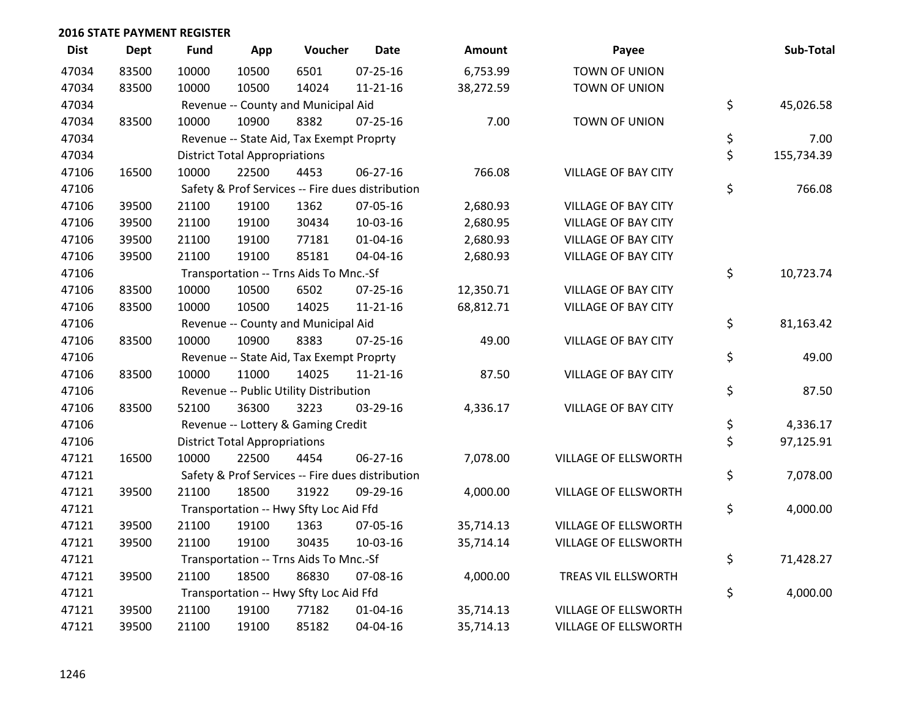## 2016 STATE PAYMENT REGISTER

| Dist | Dept | Fund | App | Voucher | Date | Amount | Payee | Sub-Total |
|---|---|---|---|---|---|---|---|---|
| 47034 | 83500 | 10000 | 10500 | 6501 | 07-25-16 | 6,753.99 | TOWN OF UNION | |
| 47034 | 83500 | 10000 | 10500 | 14024 | 11-21-16 | 38,272.59 | TOWN OF UNION | |
| 47034 | | Revenue -- County and Municipal Aid | | | | | | $ 45,026.58 |
| 47034 | 83500 | 10000 | 10900 | 8382 | 07-25-16 | 7.00 | TOWN OF UNION | |
| 47034 | | Revenue -- State Aid, Tax Exempt Proprty | | | | | | $ 7.00 |
| 47034 | | District Total Appropriations | | | | | | $ 155,734.39 |
| 47106 | 16500 | 10000 | 22500 | 4453 | 06-27-16 | 766.08 | VILLAGE OF BAY CITY | |
| 47106 | | Safety & Prof Services -- Fire dues distribution | | | | | | $ 766.08 |
| 47106 | 39500 | 21100 | 19100 | 1362 | 07-05-16 | 2,680.93 | VILLAGE OF BAY CITY | |
| 47106 | 39500 | 21100 | 19100 | 30434 | 10-03-16 | 2,680.95 | VILLAGE OF BAY CITY | |
| 47106 | 39500 | 21100 | 19100 | 77181 | 01-04-16 | 2,680.93 | VILLAGE OF BAY CITY | |
| 47106 | 39500 | 21100 | 19100 | 85181 | 04-04-16 | 2,680.93 | VILLAGE OF BAY CITY | |
| 47106 | | Transportation -- Trns Aids To Mnc.-Sf | | | | | | $ 10,723.74 |
| 47106 | 83500 | 10000 | 10500 | 6502 | 07-25-16 | 12,350.71 | VILLAGE OF BAY CITY | |
| 47106 | 83500 | 10000 | 10500 | 14025 | 11-21-16 | 68,812.71 | VILLAGE OF BAY CITY | |
| 47106 | | Revenue -- County and Municipal Aid | | | | | | $ 81,163.42 |
| 47106 | 83500 | 10000 | 10900 | 8383 | 07-25-16 | 49.00 | VILLAGE OF BAY CITY | |
| 47106 | | Revenue -- State Aid, Tax Exempt Proprty | | | | | | $ 49.00 |
| 47106 | 83500 | 10000 | 11000 | 14025 | 11-21-16 | 87.50 | VILLAGE OF BAY CITY | |
| 47106 | | Revenue -- Public Utility Distribution | | | | | | $ 87.50 |
| 47106 | 83500 | 52100 | 36300 | 3223 | 03-29-16 | 4,336.17 | VILLAGE OF BAY CITY | |
| 47106 | | Revenue -- Lottery & Gaming Credit | | | | | | $ 4,336.17 |
| 47106 | | District Total Appropriations | | | | | | $ 97,125.91 |
| 47121 | 16500 | 10000 | 22500 | 4454 | 06-27-16 | 7,078.00 | VILLAGE OF ELLSWORTH | |
| 47121 | | Safety & Prof Services -- Fire dues distribution | | | | | | $ 7,078.00 |
| 47121 | 39500 | 21100 | 18500 | 31922 | 09-29-16 | 4,000.00 | VILLAGE OF ELLSWORTH | |
| 47121 | | Transportation -- Hwy Sfty Loc Aid Ffd | | | | | | $ 4,000.00 |
| 47121 | 39500 | 21100 | 19100 | 1363 | 07-05-16 | 35,714.13 | VILLAGE OF ELLSWORTH | |
| 47121 | 39500 | 21100 | 19100 | 30435 | 10-03-16 | 35,714.14 | VILLAGE OF ELLSWORTH | |
| 47121 | | Transportation -- Trns Aids To Mnc.-Sf | | | | | | $ 71,428.27 |
| 47121 | 39500 | 21100 | 18500 | 86830 | 07-08-16 | 4,000.00 | TREAS VIL ELLSWORTH | |
| 47121 | | Transportation -- Hwy Sfty Loc Aid Ffd | | | | | | $ 4,000.00 |
| 47121 | 39500 | 21100 | 19100 | 77182 | 01-04-16 | 35,714.13 | VILLAGE OF ELLSWORTH | |
| 47121 | 39500 | 21100 | 19100 | 85182 | 04-04-16 | 35,714.13 | VILLAGE OF ELLSWORTH | |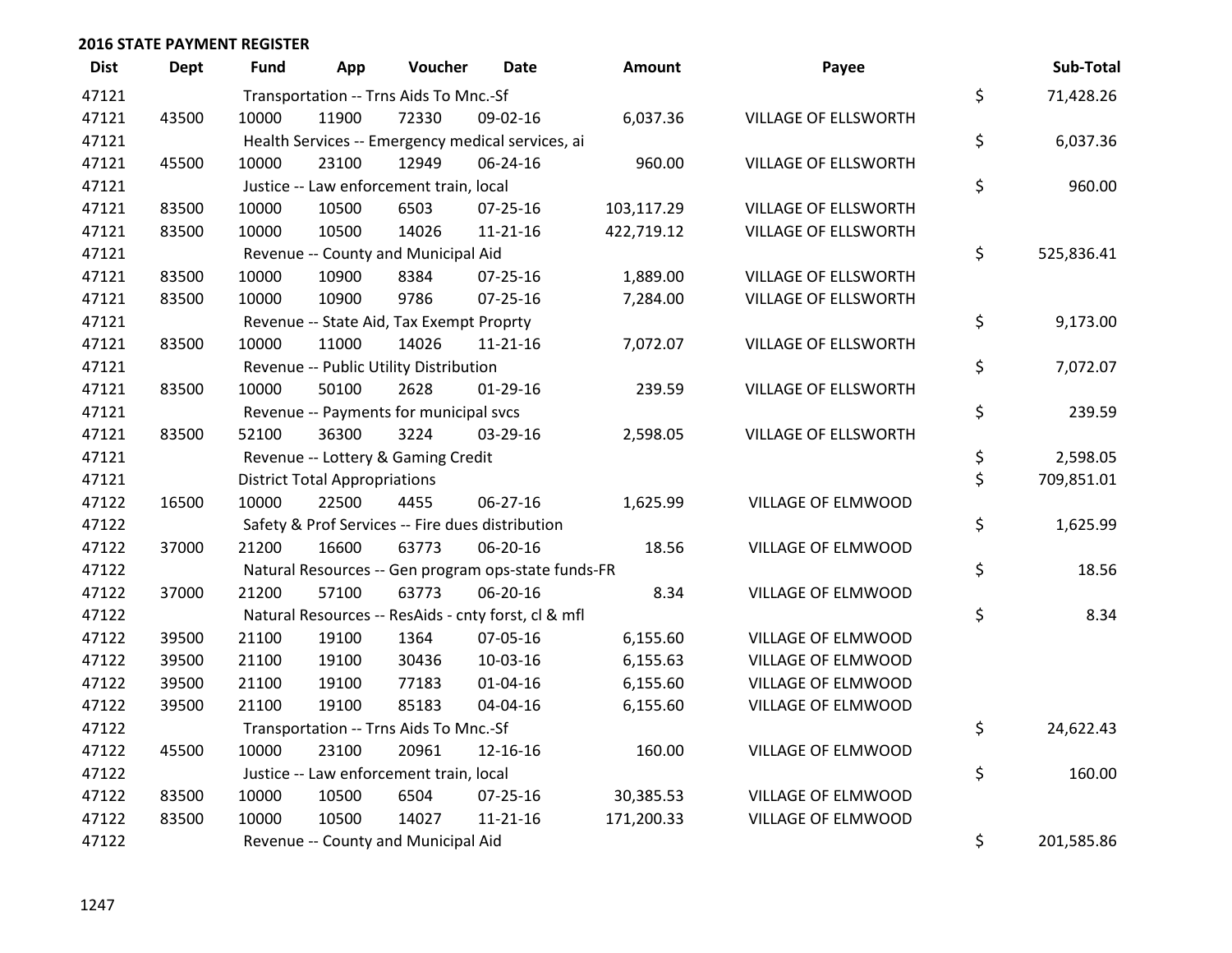## 2016 STATE PAYMENT REGISTER

| Dist | Dept | Fund | App | Voucher | Date | Amount | Payee | | Sub-Total |
|---|---|---|---|---|---|---|---|---|---|
| 47121 | | Transportation -- Trns Aids To Mnc.-Sf | | | | | | $ | 71,428.26 |
| 47121 | 43500 | 10000 | 11900 | 72330 | 09-02-16 | 6,037.36 | VILLAGE OF ELLSWORTH | | |
| 47121 | | Health Services -- Emergency medical services, ai | | | | | | $ | 6,037.36 |
| 47121 | 45500 | 10000 | 23100 | 12949 | 06-24-16 | 960.00 | VILLAGE OF ELLSWORTH | | |
| 47121 | | Justice -- Law enforcement train, local | | | | | | $ | 960.00 |
| 47121 | 83500 | 10000 | 10500 | 6503 | 07-25-16 | 103,117.29 | VILLAGE OF ELLSWORTH | | |
| 47121 | 83500 | 10000 | 10500 | 14026 | 11-21-16 | 422,719.12 | VILLAGE OF ELLSWORTH | | |
| 47121 | | Revenue -- County and Municipal Aid | | | | | | $ | 525,836.41 |
| 47121 | 83500 | 10000 | 10900 | 8384 | 07-25-16 | 1,889.00 | VILLAGE OF ELLSWORTH | | |
| 47121 | 83500 | 10000 | 10900 | 9786 | 07-25-16 | 7,284.00 | VILLAGE OF ELLSWORTH | | |
| 47121 | | Revenue -- State Aid, Tax Exempt Proprty | | | | | | $ | 9,173.00 |
| 47121 | 83500 | 10000 | 11000 | 14026 | 11-21-16 | 7,072.07 | VILLAGE OF ELLSWORTH | | |
| 47121 | | Revenue -- Public Utility Distribution | | | | | | $ | 7,072.07 |
| 47121 | 83500 | 10000 | 50100 | 2628 | 01-29-16 | 239.59 | VILLAGE OF ELLSWORTH | | |
| 47121 | | Revenue -- Payments for municipal svcs | | | | | | $ | 239.59 |
| 47121 | 83500 | 52100 | 36300 | 3224 | 03-29-16 | 2,598.05 | VILLAGE OF ELLSWORTH | | |
| 47121 | | Revenue -- Lottery & Gaming Credit | | | | | | $ | 2,598.05 |
| 47121 | | District Total Appropriations | | | | | | $ | 709,851.01 |
| 47122 | 16500 | 10000 | 22500 | 4455 | 06-27-16 | 1,625.99 | VILLAGE OF ELMWOOD | | |
| 47122 | | Safety & Prof Services -- Fire dues distribution | | | | | | $ | 1,625.99 |
| 47122 | 37000 | 21200 | 16600 | 63773 | 06-20-16 | 18.56 | VILLAGE OF ELMWOOD | | |
| 47122 | | Natural Resources -- Gen program ops-state funds-FR | | | | | | $ | 18.56 |
| 47122 | 37000 | 21200 | 57100 | 63773 | 06-20-16 | 8.34 | VILLAGE OF ELMWOOD | | |
| 47122 | | Natural Resources -- ResAids - cnty forst, cl & mfl | | | | | | $ | 8.34 |
| 47122 | 39500 | 21100 | 19100 | 1364 | 07-05-16 | 6,155.60 | VILLAGE OF ELMWOOD | | |
| 47122 | 39500 | 21100 | 19100 | 30436 | 10-03-16 | 6,155.63 | VILLAGE OF ELMWOOD | | |
| 47122 | 39500 | 21100 | 19100 | 77183 | 01-04-16 | 6,155.60 | VILLAGE OF ELMWOOD | | |
| 47122 | 39500 | 21100 | 19100 | 85183 | 04-04-16 | 6,155.60 | VILLAGE OF ELMWOOD | | |
| 47122 | | Transportation -- Trns Aids To Mnc.-Sf | | | | | | $ | 24,622.43 |
| 47122 | 45500 | 10000 | 23100 | 20961 | 12-16-16 | 160.00 | VILLAGE OF ELMWOOD | | |
| 47122 | | Justice -- Law enforcement train, local | | | | | | $ | 160.00 |
| 47122 | 83500 | 10000 | 10500 | 6504 | 07-25-16 | 30,385.53 | VILLAGE OF ELMWOOD | | |
| 47122 | 83500 | 10000 | 10500 | 14027 | 11-21-16 | 171,200.33 | VILLAGE OF ELMWOOD | | |
| 47122 | | Revenue -- County and Municipal Aid | | | | | | $ | 201,585.86 |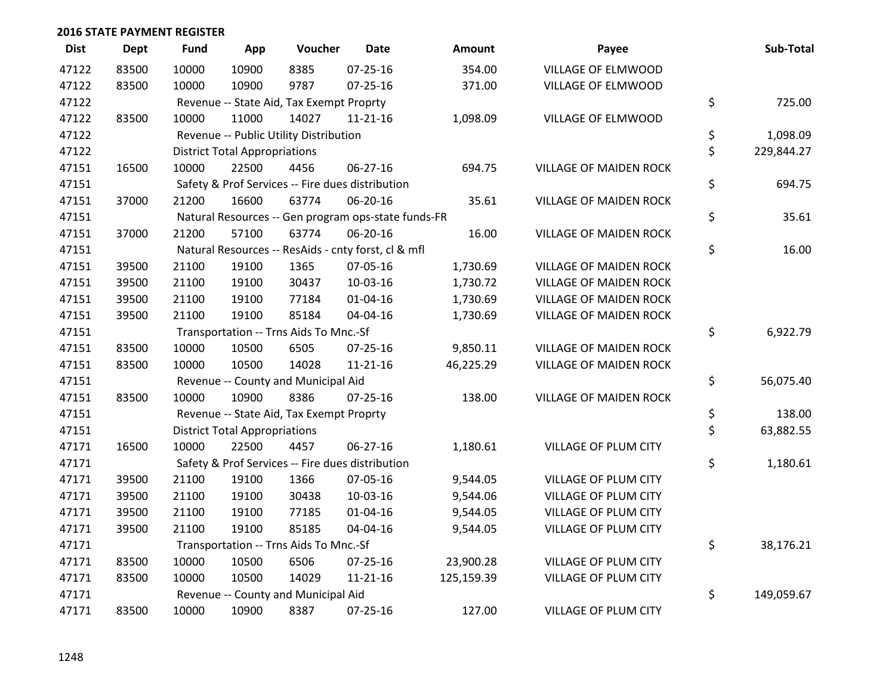## 2016 STATE PAYMENT REGISTER

| Dist | Dept | Fund | App | Voucher | Date | Amount | Payee | Sub-Total |
|---|---|---|---|---|---|---|---|---|
| 47122 | 83500 | 10000 | 10900 | 8385 | 07-25-16 | 354.00 | VILLAGE OF ELMWOOD | |
| 47122 | 83500 | 10000 | 10900 | 9787 | 07-25-16 | 371.00 | VILLAGE OF ELMWOOD | |
| 47122 | | Revenue -- State Aid, Tax Exempt Proprty | | | | | | $ 725.00 |
| 47122 | 83500 | 10000 | 11000 | 14027 | 11-21-16 | 1,098.09 | VILLAGE OF ELMWOOD | |
| 47122 | | Revenue -- Public Utility Distribution | | | | | | $ 1,098.09 |
| 47122 | | District Total Appropriations | | | | | | $ 229,844.27 |
| 47151 | 16500 | 10000 | 22500 | 4456 | 06-27-16 | 694.75 | VILLAGE OF MAIDEN ROCK | |
| 47151 | | Safety & Prof Services -- Fire dues distribution | | | | | | $ 694.75 |
| 47151 | 37000 | 21200 | 16600 | 63774 | 06-20-16 | 35.61 | VILLAGE OF MAIDEN ROCK | |
| 47151 | | Natural Resources -- Gen program ops-state funds-FR | | | | | | $ 35.61 |
| 47151 | 37000 | 21200 | 57100 | 63774 | 06-20-16 | 16.00 | VILLAGE OF MAIDEN ROCK | |
| 47151 | | Natural Resources -- ResAids - cnty forst, cl & mfl | | | | | | $ 16.00 |
| 47151 | 39500 | 21100 | 19100 | 1365 | 07-05-16 | 1,730.69 | VILLAGE OF MAIDEN ROCK | |
| 47151 | 39500 | 21100 | 19100 | 30437 | 10-03-16 | 1,730.72 | VILLAGE OF MAIDEN ROCK | |
| 47151 | 39500 | 21100 | 19100 | 77184 | 01-04-16 | 1,730.69 | VILLAGE OF MAIDEN ROCK | |
| 47151 | 39500 | 21100 | 19100 | 85184 | 04-04-16 | 1,730.69 | VILLAGE OF MAIDEN ROCK | |
| 47151 | | Transportation -- Trns Aids To Mnc.-Sf | | | | | | $ 6,922.79 |
| 47151 | 83500 | 10000 | 10500 | 6505 | 07-25-16 | 9,850.11 | VILLAGE OF MAIDEN ROCK | |
| 47151 | 83500 | 10000 | 10500 | 14028 | 11-21-16 | 46,225.29 | VILLAGE OF MAIDEN ROCK | |
| 47151 | | Revenue -- County and Municipal Aid | | | | | | $ 56,075.40 |
| 47151 | 83500 | 10000 | 10900 | 8386 | 07-25-16 | 138.00 | VILLAGE OF MAIDEN ROCK | |
| 47151 | | Revenue -- State Aid, Tax Exempt Proprty | | | | | | $ 138.00 |
| 47151 | | District Total Appropriations | | | | | | $ 63,882.55 |
| 47171 | 16500 | 10000 | 22500 | 4457 | 06-27-16 | 1,180.61 | VILLAGE OF PLUM CITY | |
| 47171 | | Safety & Prof Services -- Fire dues distribution | | | | | | $ 1,180.61 |
| 47171 | 39500 | 21100 | 19100 | 1366 | 07-05-16 | 9,544.05 | VILLAGE OF PLUM CITY | |
| 47171 | 39500 | 21100 | 19100 | 30438 | 10-03-16 | 9,544.06 | VILLAGE OF PLUM CITY | |
| 47171 | 39500 | 21100 | 19100 | 77185 | 01-04-16 | 9,544.05 | VILLAGE OF PLUM CITY | |
| 47171 | 39500 | 21100 | 19100 | 85185 | 04-04-16 | 9,544.05 | VILLAGE OF PLUM CITY | |
| 47171 | | Transportation -- Trns Aids To Mnc.-Sf | | | | | | $ 38,176.21 |
| 47171 | 83500 | 10000 | 10500 | 6506 | 07-25-16 | 23,900.28 | VILLAGE OF PLUM CITY | |
| 47171 | 83500 | 10000 | 10500 | 14029 | 11-21-16 | 125,159.39 | VILLAGE OF PLUM CITY | |
| 47171 | | Revenue -- County and Municipal Aid | | | | | | $ 149,059.67 |
| 47171 | 83500 | 10000 | 10900 | 8387 | 07-25-16 | 127.00 | VILLAGE OF PLUM CITY | |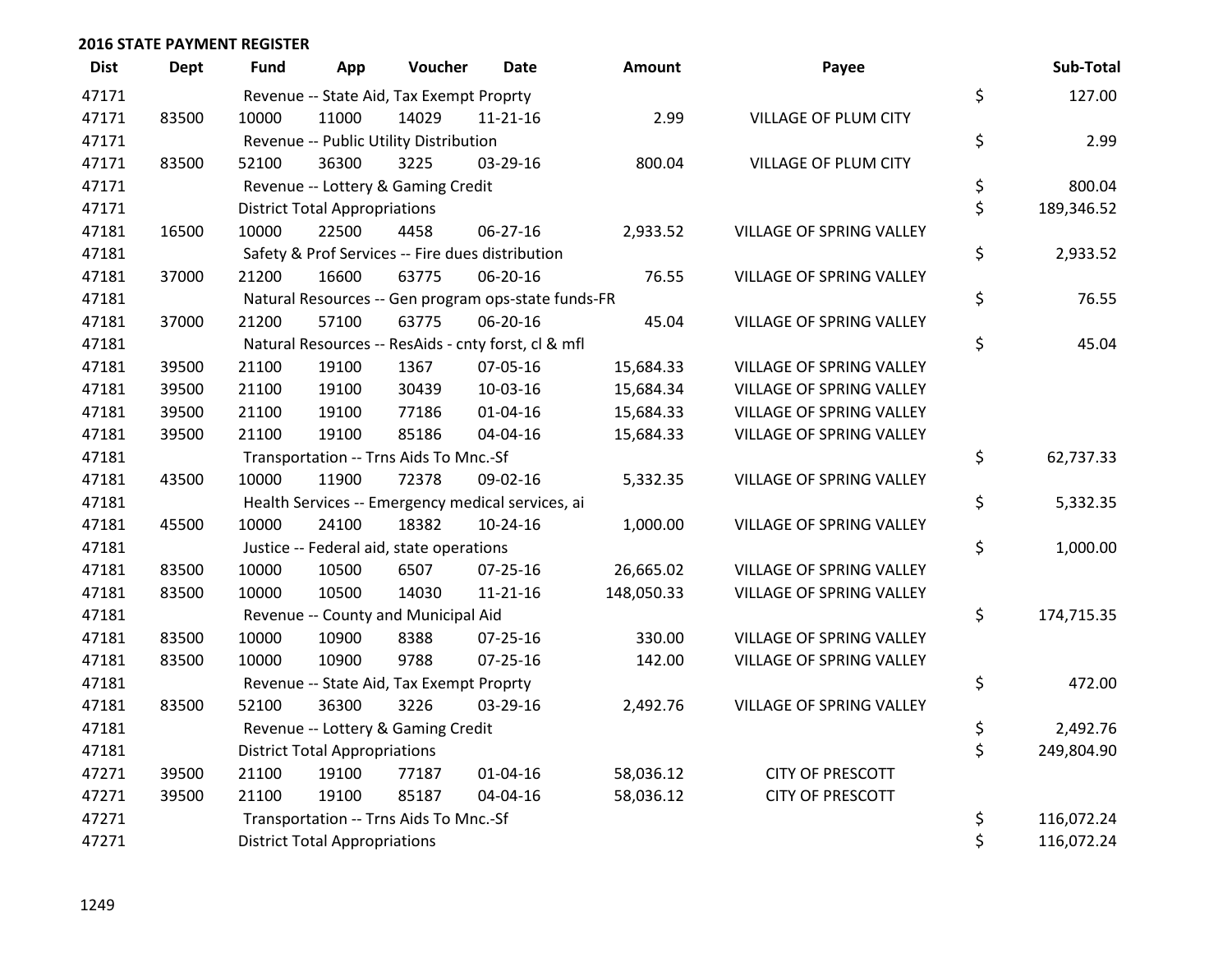## 2016 STATE PAYMENT REGISTER

| Dist | Dept | Fund | App | Voucher | Date | Amount | Payee | | Sub-Total |
|---|---|---|---|---|---|---|---|---|---|
| 47171 | | Revenue -- State Aid, Tax Exempt Proprty | | | | | | $ | 127.00 |
| 47171 | 83500 | 10000 | 11000 | 14029 | 11-21-16 | 2.99 | VILLAGE OF PLUM CITY | | |
| 47171 | | Revenue -- Public Utility Distribution | | | | | | $ | 2.99 |
| 47171 | 83500 | 52100 | 36300 | 3225 | 03-29-16 | 800.04 | VILLAGE OF PLUM CITY | | |
| 47171 | | Revenue -- Lottery & Gaming Credit | | | | | | $ | 800.04 |
| 47171 | | District Total Appropriations | | | | | | $ | 189,346.52 |
| 47181 | 16500 | 10000 | 22500 | 4458 | 06-27-16 | 2,933.52 | VILLAGE OF SPRING VALLEY | | |
| 47181 | | Safety & Prof Services -- Fire dues distribution | | | | | | $ | 2,933.52 |
| 47181 | 37000 | 21200 | 16600 | 63775 | 06-20-16 | 76.55 | VILLAGE OF SPRING VALLEY | | |
| 47181 | | Natural Resources -- Gen program ops-state funds-FR | | | | | | $ | 76.55 |
| 47181 | 37000 | 21200 | 57100 | 63775 | 06-20-16 | 45.04 | VILLAGE OF SPRING VALLEY | | |
| 47181 | | Natural Resources -- ResAids - cnty forst, cl & mfl | | | | | | $ | 45.04 |
| 47181 | 39500 | 21100 | 19100 | 1367 | 07-05-16 | 15,684.33 | VILLAGE OF SPRING VALLEY | | |
| 47181 | 39500 | 21100 | 19100 | 30439 | 10-03-16 | 15,684.34 | VILLAGE OF SPRING VALLEY | | |
| 47181 | 39500 | 21100 | 19100 | 77186 | 01-04-16 | 15,684.33 | VILLAGE OF SPRING VALLEY | | |
| 47181 | 39500 | 21100 | 19100 | 85186 | 04-04-16 | 15,684.33 | VILLAGE OF SPRING VALLEY | | |
| 47181 | | Transportation -- Trns Aids To Mnc.-Sf | | | | | | $ | 62,737.33 |
| 47181 | 43500 | 10000 | 11900 | 72378 | 09-02-16 | 5,332.35 | VILLAGE OF SPRING VALLEY | | |
| 47181 | | Health Services -- Emergency medical services, ai | | | | | | $ | 5,332.35 |
| 47181 | 45500 | 10000 | 24100 | 18382 | 10-24-16 | 1,000.00 | VILLAGE OF SPRING VALLEY | | |
| 47181 | | Justice -- Federal aid, state operations | | | | | | $ | 1,000.00 |
| 47181 | 83500 | 10000 | 10500 | 6507 | 07-25-16 | 26,665.02 | VILLAGE OF SPRING VALLEY | | |
| 47181 | 83500 | 10000 | 10500 | 14030 | 11-21-16 | 148,050.33 | VILLAGE OF SPRING VALLEY | | |
| 47181 | | Revenue -- County and Municipal Aid | | | | | | $ | 174,715.35 |
| 47181 | 83500 | 10000 | 10900 | 8388 | 07-25-16 | 330.00 | VILLAGE OF SPRING VALLEY | | |
| 47181 | 83500 | 10000 | 10900 | 9788 | 07-25-16 | 142.00 | VILLAGE OF SPRING VALLEY | | |
| 47181 | | Revenue -- State Aid, Tax Exempt Proprty | | | | | | $ | 472.00 |
| 47181 | 83500 | 52100 | 36300 | 3226 | 03-29-16 | 2,492.76 | VILLAGE OF SPRING VALLEY | | |
| 47181 | | Revenue -- Lottery & Gaming Credit | | | | | | $ | 2,492.76 |
| 47181 | | District Total Appropriations | | | | | | $ | 249,804.90 |
| 47271 | 39500 | 21100 | 19100 | 77187 | 01-04-16 | 58,036.12 | CITY OF PRESCOTT | | |
| 47271 | 39500 | 21100 | 19100 | 85187 | 04-04-16 | 58,036.12 | CITY OF PRESCOTT | | |
| 47271 | | Transportation -- Trns Aids To Mnc.-Sf | | | | | | $ | 116,072.24 |
| 47271 | | District Total Appropriations | | | | | | $ | 116,072.24 |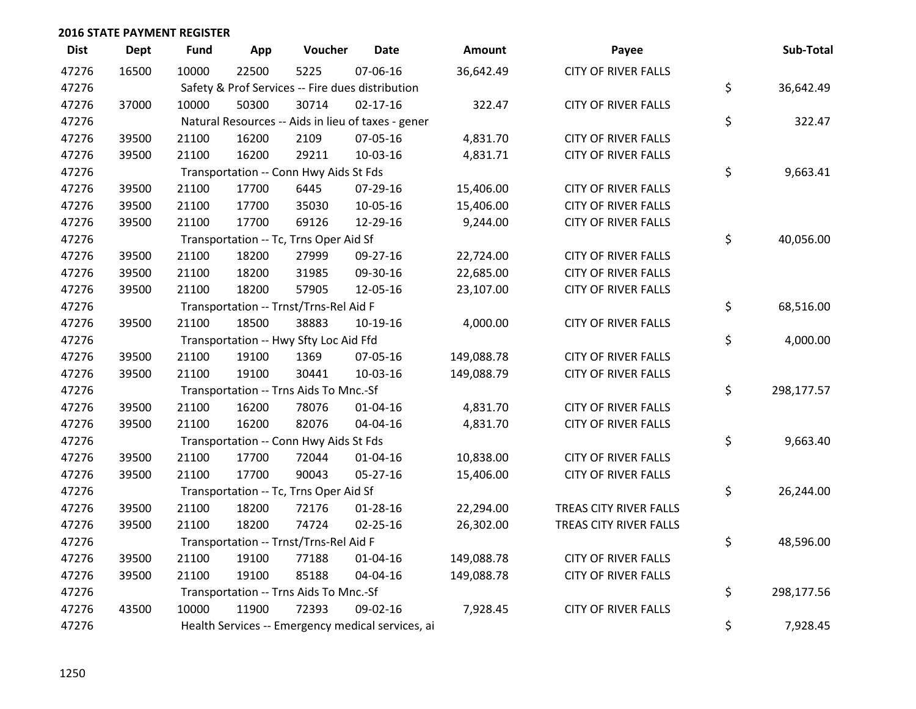**2016 STATE PAYMENT REGISTER**

| Dist | Dept | Fund | App | Voucher | Date | Amount | Payee | Sub-Total |
|---|---|---|---|---|---|---|---|---|
| 47276 | 16500 | 10000 | 22500 | 5225 | 07-06-16 | 36,642.49 | CITY OF RIVER FALLS | |
| 47276 | | Safety & Prof Services -- Fire dues distribution | | | | | | $ 36,642.49 |
| 47276 | 37000 | 10000 | 50300 | 30714 | 02-17-16 | 322.47 | CITY OF RIVER FALLS | |
| 47276 | | Natural Resources -- Aids in lieu of taxes - gener | | | | | | $ 322.47 |
| 47276 | 39500 | 21100 | 16200 | 2109 | 07-05-16 | 4,831.70 | CITY OF RIVER FALLS | |
| 47276 | 39500 | 21100 | 16200 | 29211 | 10-03-16 | 4,831.71 | CITY OF RIVER FALLS | |
| 47276 | | Transportation -- Conn Hwy Aids St Fds | | | | | | $ 9,663.41 |
| 47276 | 39500 | 21100 | 17700 | 6445 | 07-29-16 | 15,406.00 | CITY OF RIVER FALLS | |
| 47276 | 39500 | 21100 | 17700 | 35030 | 10-05-16 | 15,406.00 | CITY OF RIVER FALLS | |
| 47276 | 39500 | 21100 | 17700 | 69126 | 12-29-16 | 9,244.00 | CITY OF RIVER FALLS | |
| 47276 | | Transportation -- Tc, Trns Oper Aid Sf | | | | | | $ 40,056.00 |
| 47276 | 39500 | 21100 | 18200 | 27999 | 09-27-16 | 22,724.00 | CITY OF RIVER FALLS | |
| 47276 | 39500 | 21100 | 18200 | 31985 | 09-30-16 | 22,685.00 | CITY OF RIVER FALLS | |
| 47276 | 39500 | 21100 | 18200 | 57905 | 12-05-16 | 23,107.00 | CITY OF RIVER FALLS | |
| 47276 | | Transportation -- Trnst/Trns-Rel Aid F | | | | | | $ 68,516.00 |
| 47276 | 39500 | 21100 | 18500 | 38883 | 10-19-16 | 4,000.00 | CITY OF RIVER FALLS | |
| 47276 | | Transportation -- Hwy Sfty Loc Aid Ffd | | | | | | $ 4,000.00 |
| 47276 | 39500 | 21100 | 19100 | 1369 | 07-05-16 | 149,088.78 | CITY OF RIVER FALLS | |
| 47276 | 39500 | 21100 | 19100 | 30441 | 10-03-16 | 149,088.79 | CITY OF RIVER FALLS | |
| 47276 | | Transportation -- Trns Aids To Mnc.-Sf | | | | | | $ 298,177.57 |
| 47276 | 39500 | 21100 | 16200 | 78076 | 01-04-16 | 4,831.70 | CITY OF RIVER FALLS | |
| 47276 | 39500 | 21100 | 16200 | 82076 | 04-04-16 | 4,831.70 | CITY OF RIVER FALLS | |
| 47276 | | Transportation -- Conn Hwy Aids St Fds | | | | | | $ 9,663.40 |
| 47276 | 39500 | 21100 | 17700 | 72044 | 01-04-16 | 10,838.00 | CITY OF RIVER FALLS | |
| 47276 | 39500 | 21100 | 17700 | 90043 | 05-27-16 | 15,406.00 | CITY OF RIVER FALLS | |
| 47276 | | Transportation -- Tc, Trns Oper Aid Sf | | | | | | $ 26,244.00 |
| 47276 | 39500 | 21100 | 18200 | 72176 | 01-28-16 | 22,294.00 | TREAS CITY RIVER FALLS | |
| 47276 | 39500 | 21100 | 18200 | 74724 | 02-25-16 | 26,302.00 | TREAS CITY RIVER FALLS | |
| 47276 | | Transportation -- Trnst/Trns-Rel Aid F | | | | | | $ 48,596.00 |
| 47276 | 39500 | 21100 | 19100 | 77188 | 01-04-16 | 149,088.78 | CITY OF RIVER FALLS | |
| 47276 | 39500 | 21100 | 19100 | 85188 | 04-04-16 | 149,088.78 | CITY OF RIVER FALLS | |
| 47276 | | Transportation -- Trns Aids To Mnc.-Sf | | | | | | $ 298,177.56 |
| 47276 | 43500 | 10000 | 11900 | 72393 | 09-02-16 | 7,928.45 | CITY OF RIVER FALLS | |
| 47276 | | Health Services -- Emergency medical services, ai | | | | | | $ 7,928.45 |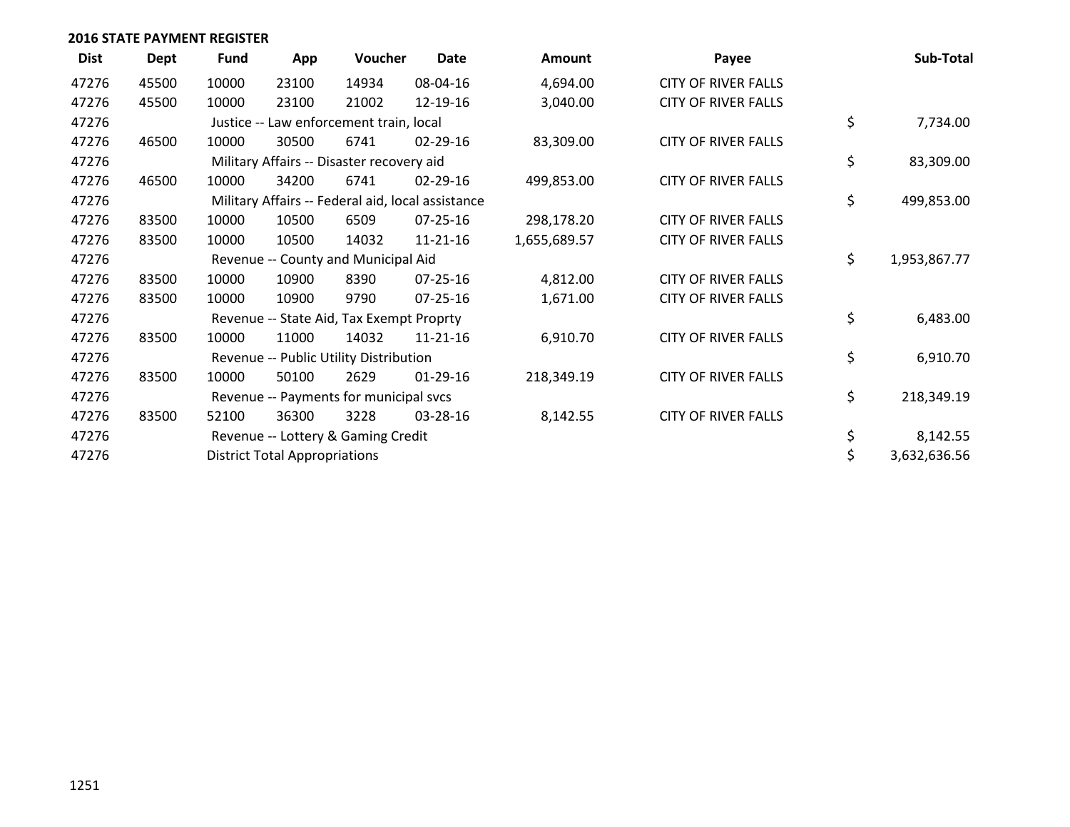## 2016 STATE PAYMENT REGISTER

| Dist | Dept | Fund | App | Voucher | Date | Amount | Payee | Sub-Total |
|---|---|---|---|---|---|---|---|---|
| 47276 | 45500 | 10000 | 23100 | 14934 | 08-04-16 | 4,694.00 | CITY OF RIVER FALLS | |
| 47276 | 45500 | 10000 | 23100 | 21002 | 12-19-16 | 3,040.00 | CITY OF RIVER FALLS | |
| 47276 | | Justice -- Law enforcement train, local | | | | | | $ 7,734.00 |
| 47276 | 46500 | 10000 | 30500 | 6741 | 02-29-16 | 83,309.00 | CITY OF RIVER FALLS | |
| 47276 | | Military Affairs -- Disaster recovery aid | | | | | | $ 83,309.00 |
| 47276 | 46500 | 10000 | 34200 | 6741 | 02-29-16 | 499,853.00 | CITY OF RIVER FALLS | |
| 47276 | | Military Affairs -- Federal aid, local assistance | | | | | | $ 499,853.00 |
| 47276 | 83500 | 10000 | 10500 | 6509 | 07-25-16 | 298,178.20 | CITY OF RIVER FALLS | |
| 47276 | 83500 | 10000 | 10500 | 14032 | 11-21-16 | 1,655,689.57 | CITY OF RIVER FALLS | |
| 47276 | | Revenue -- County and Municipal Aid | | | | | | $ 1,953,867.77 |
| 47276 | 83500 | 10000 | 10900 | 8390 | 07-25-16 | 4,812.00 | CITY OF RIVER FALLS | |
| 47276 | 83500 | 10000 | 10900 | 9790 | 07-25-16 | 1,671.00 | CITY OF RIVER FALLS | |
| 47276 | | Revenue -- State Aid, Tax Exempt Proprty | | | | | | $ 6,483.00 |
| 47276 | 83500 | 10000 | 11000 | 14032 | 11-21-16 | 6,910.70 | CITY OF RIVER FALLS | |
| 47276 | | Revenue -- Public Utility Distribution | | | | | | $ 6,910.70 |
| 47276 | 83500 | 10000 | 50100 | 2629 | 01-29-16 | 218,349.19 | CITY OF RIVER FALLS | |
| 47276 | | Revenue -- Payments for municipal svcs | | | | | | $ 218,349.19 |
| 47276 | 83500 | 52100 | 36300 | 3228 | 03-28-16 | 8,142.55 | CITY OF RIVER FALLS | |
| 47276 | | Revenue -- Lottery & Gaming Credit | | | | | | $ 8,142.55 |
| 47276 | | District Total Appropriations | | | | | | $ 3,632,636.56 |